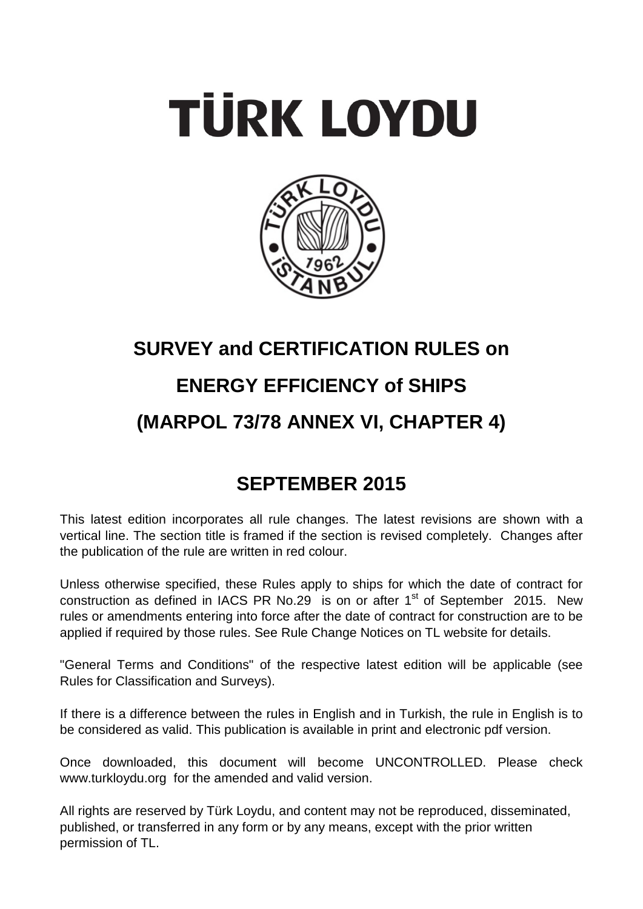# TÜRK LOYDU

# SURVEY and CERTIFICATION RULES on

# ENERGY EFFICIENCY of SHIPS

# (MARPOL 73/78 ANNEX VI, CHAPTER 4)

## SEPTEMBER 2015

This latest edition incorporates all rule changes. The latest revisions are shown with a vertical line. The section title is framed if the section is revised completely. Changes after the publication of the rule are written in red colour.

Unless otherwise specified, these Rules apply to ships for which the date of contract for construction as defined in IACS PR No.29 is on or after 1st of September 2015. New rules or amendments entering into force after the date of contract for construction are to be applied if required by those rules. See Rule Change Notices on TL website for details.

"General Terms and Conditions" of the respective latest edition will be applicable (see Rules for Classification and Surveys).

If there is a difference between the rules in English and in Turkish, the rule in English is to be considered as valid. This publication is available in print and electronic pdf version.

Once downloaded, this document will become UNCONTROLLED. Please check www.turkloydu.org for the amended and valid version.

All rights are reserved by Türk Loydu, and content may not be reproduced, disseminated, published, or transferred in any form or by any means, except with the prior written permission of TL.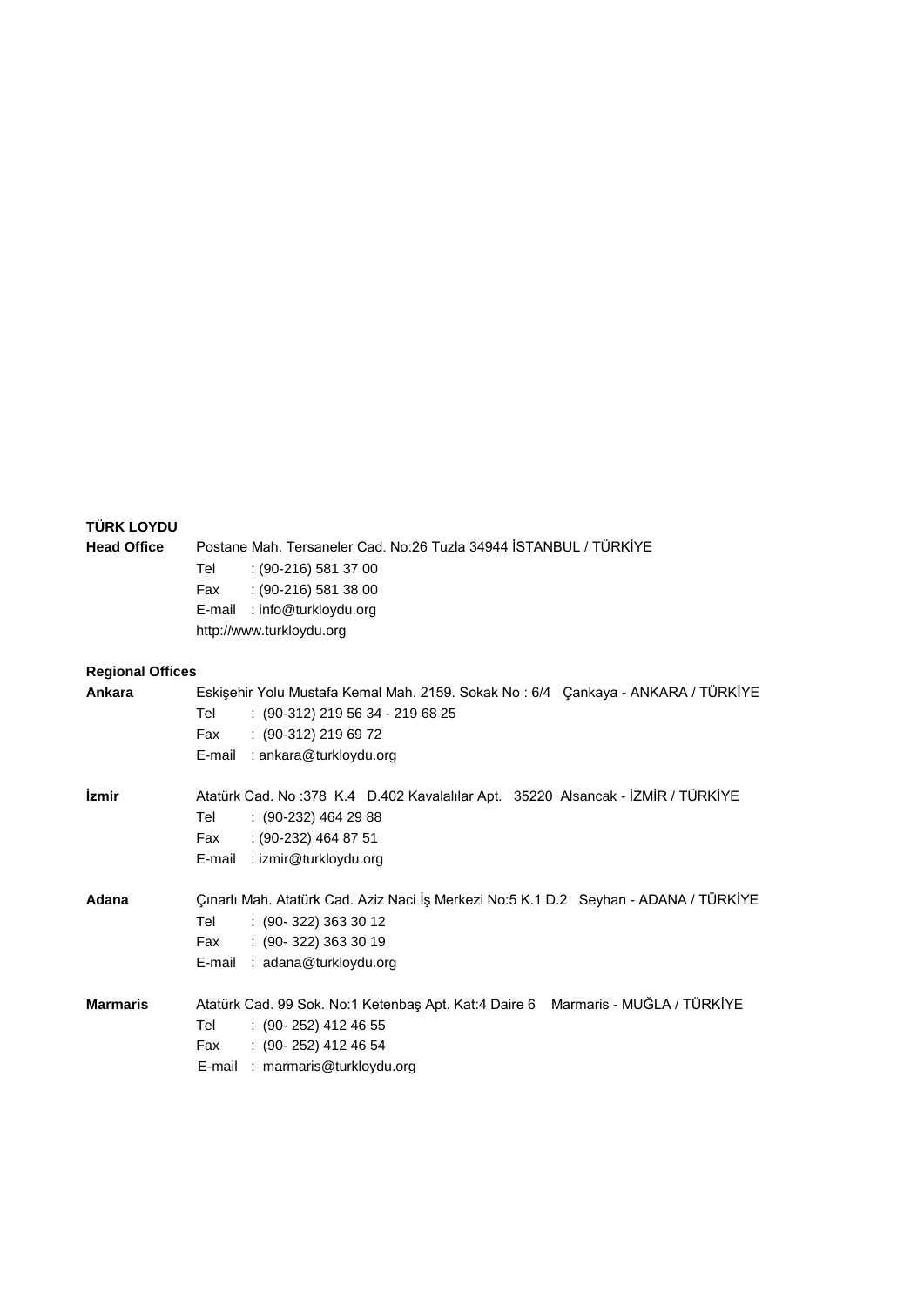**TÜRK LOYDU**

**Head Office** Postane Mah. Tersaneler Cad. No:26 Tuzla 34944 İSTANBUL / TÜRKİYE
Tel : (90-216) 581 37 00
Fax : (90-216) 581 38 00
E-mail : info@turkloydu.org
http://www.turkloydu.org

**Regional Offices**

**Ankara** Eskişehir Yolu Mustafa Kemal Mah. 2159. Sokak No : 6/4 Çankaya - ANKARA / TÜRKİYE
Tel : (90-312) 219 56 34 - 219 68 25
Fax : (90-312) 219 69 72
E-mail : ankara@turkloydu.org

**İzmir** Atatürk Cad. No :378 K.4 D.402 Kavalalılar Apt. 35220 Alsancak - İZMİR / TÜRKİYE
Tel : (90-232) 464 29 88
Fax : (90-232) 464 87 51
E-mail : izmir@turkloydu.org

**Adana** Çınarlı Mah. Atatürk Cad. Aziz Naci İş Merkezi No:5 K.1 D.2 Seyhan - ADANA / TÜRKİYE
Tel : (90- 322) 363 30 12
Fax : (90- 322) 363 30 19
E-mail : adana@turkloydu.org

**Marmaris** Atatürk Cad. 99 Sok. No:1 Ketenbaş Apt. Kat:4 Daire 6 Marmaris - MUĞLA / TÜRKİYE
Tel : (90- 252) 412 46 55
Fax : (90- 252) 412 46 54
E-mail : marmaris@turkloydu.org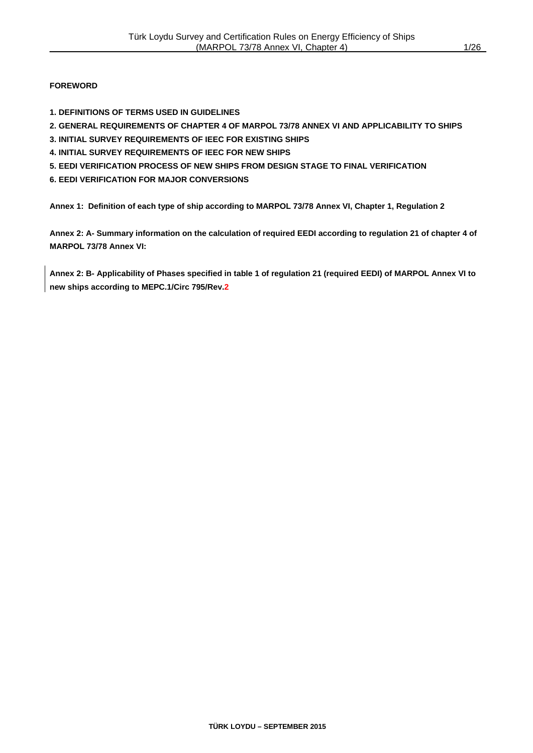**FOREWORD**

**1. DEFINITIONS OF TERMS USED IN GUIDELINES**

**2. GENERAL REQUIREMENTS OF CHAPTER 4 OF MARPOL 73/78 ANNEX VI AND APPLICABILITY TO SHIPS**

**3. INITIAL SURVEY REQUIREMENTS OF IEEC FOR EXISTING SHIPS**

**4. INITIAL SURVEY REQUIREMENTS OF IEEC FOR NEW SHIPS**

**5. EEDI VERIFICATION PROCESS OF NEW SHIPS FROM DESIGN STAGE TO FINAL VERIFICATION**

**6. EEDI VERIFICATION FOR MAJOR CONVERSIONS**

**Annex 1: Definition of each type of ship according to MARPOL 73/78 Annex VI, Chapter 1, Regulation 2**

**Annex 2: A- Summary information on the calculation of required EEDI according to regulation 21 of chapter 4 of MARPOL 73/78 Annex VI:**

**Annex 2: B- Applicability of Phases specified in table 1 of regulation 21 (required EEDI) of MARPOL Annex VI to new ships according to MEPC.1/Circ 795/Rev.2**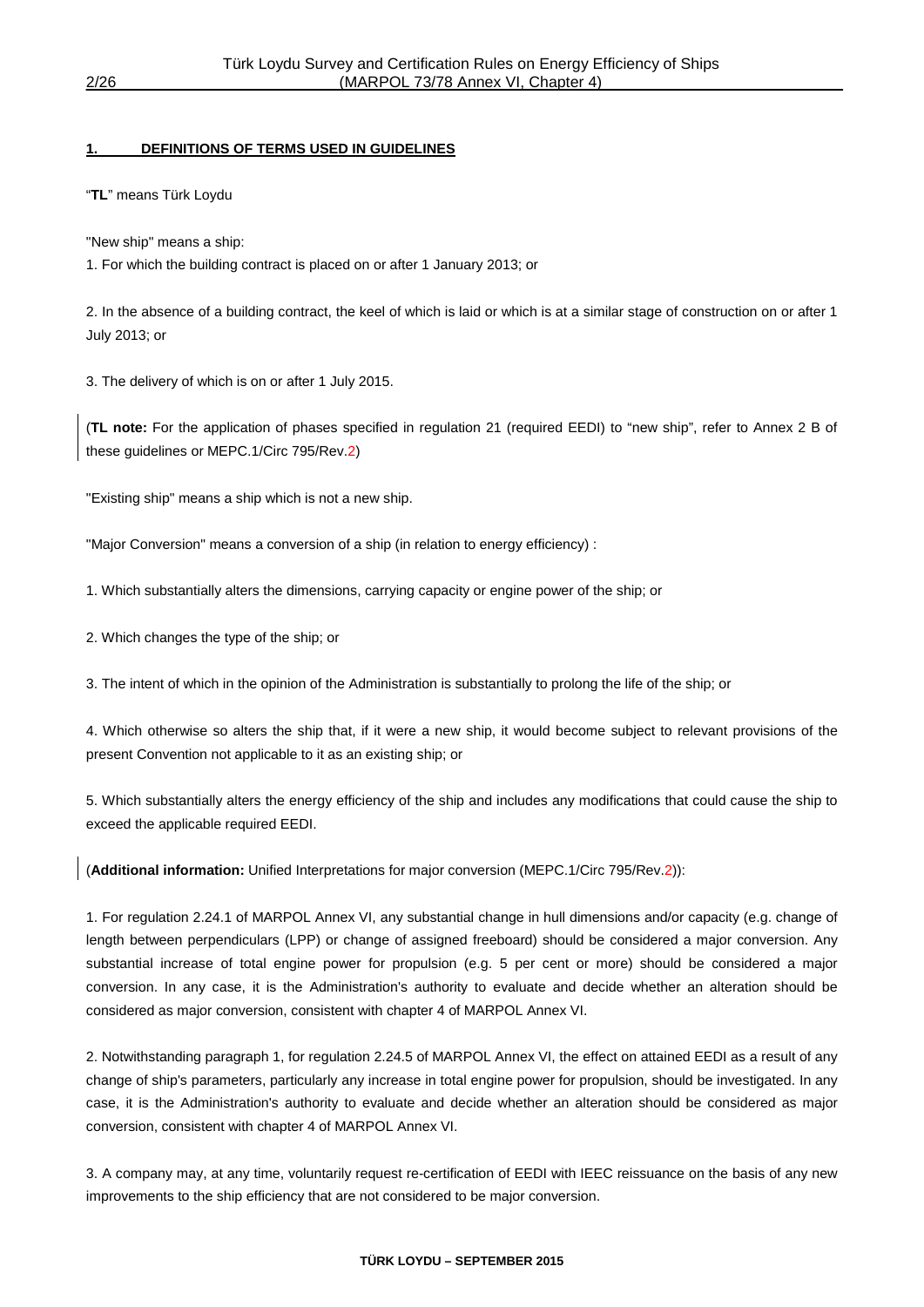## 1. DEFINITIONS OF TERMS USED IN GUIDELINES

"**TL**" means Türk Loydu

"New ship" means a ship:

1. For which the building contract is placed on or after 1 January 2013; or

2. In the absence of a building contract, the keel of which is laid or which is at a similar stage of construction on or after 1 July 2013; or

3. The delivery of which is on or after 1 July 2015.

(**TL note:** For the application of phases specified in regulation 21 (required EEDI) to "new ship", refer to Annex 2 B of these guidelines or MEPC.1/Circ 795/Rev.2)

"Existing ship" means a ship which is not a new ship.

"Major Conversion" means a conversion of a ship (in relation to energy efficiency) :

1. Which substantially alters the dimensions, carrying capacity or engine power of the ship; or

2. Which changes the type of the ship; or

3. The intent of which in the opinion of the Administration is substantially to prolong the life of the ship; or

4. Which otherwise so alters the ship that, if it were a new ship, it would become subject to relevant provisions of the present Convention not applicable to it as an existing ship; or

5. Which substantially alters the energy efficiency of the ship and includes any modifications that could cause the ship to exceed the applicable required EEDI.

(**Additional information:** Unified Interpretations for major conversion (MEPC.1/Circ 795/Rev.2)):

1. For regulation 2.24.1 of MARPOL Annex VI, any substantial change in hull dimensions and/or capacity (e.g. change of length between perpendiculars (LPP) or change of assigned freeboard) should be considered a major conversion. Any substantial increase of total engine power for propulsion (e.g. 5 per cent or more) should be considered a major conversion. In any case, it is the Administration's authority to evaluate and decide whether an alteration should be considered as major conversion, consistent with chapter 4 of MARPOL Annex VI.

2. Notwithstanding paragraph 1, for regulation 2.24.5 of MARPOL Annex VI, the effect on attained EEDI as a result of any change of ship's parameters, particularly any increase in total engine power for propulsion, should be investigated. In any case, it is the Administration's authority to evaluate and decide whether an alteration should be considered as major conversion, consistent with chapter 4 of MARPOL Annex VI.

3. A company may, at any time, voluntarily request re-certification of EEDI with IEEC reissuance on the basis of any new improvements to the ship efficiency that are not considered to be major conversion.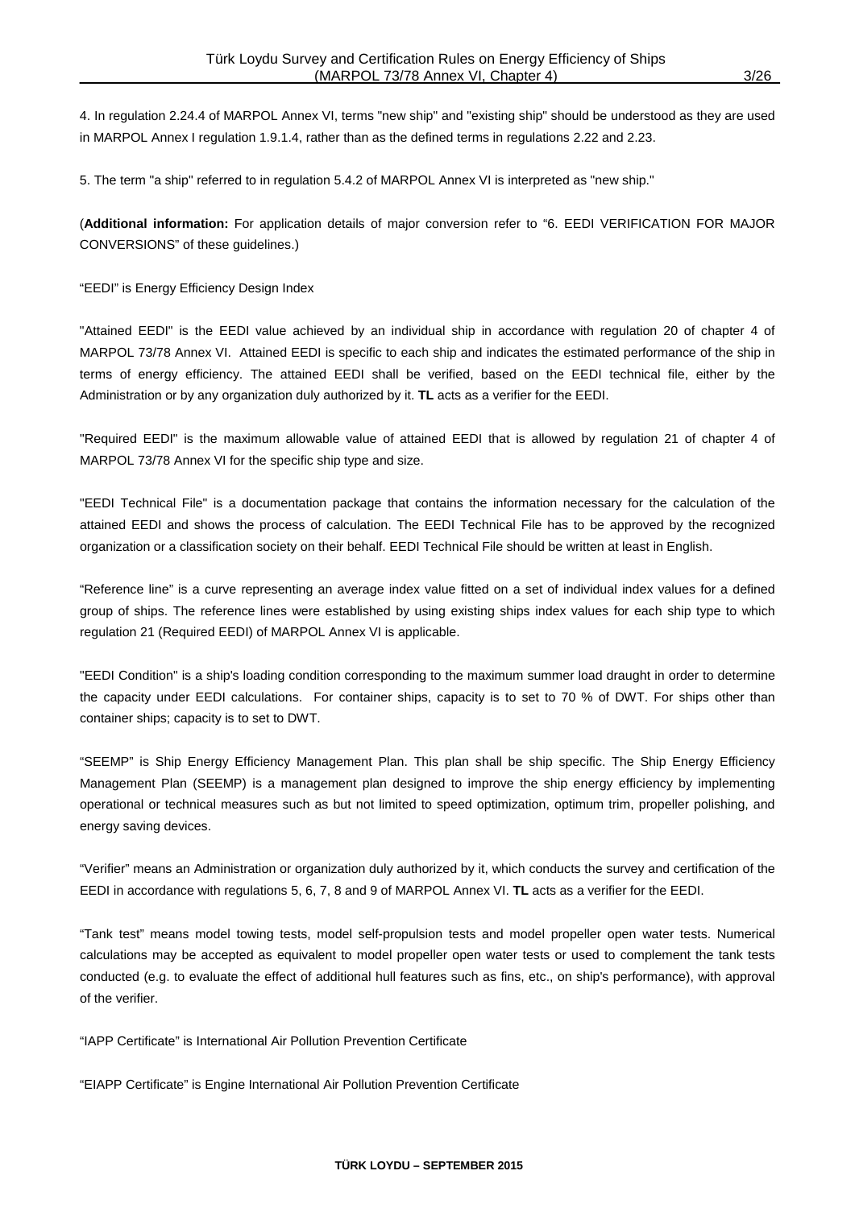4. In regulation 2.24.4 of MARPOL Annex VI, terms "new ship" and "existing ship" should be understood as they are used in MARPOL Annex I regulation 1.9.1.4, rather than as the defined terms in regulations 2.22 and 2.23.

5. The term "a ship" referred to in regulation 5.4.2 of MARPOL Annex VI is interpreted as "new ship."

(**Additional information:** For application details of major conversion refer to "6. EEDI VERIFICATION FOR MAJOR CONVERSIONS" of these guidelines.)

"EEDI" is Energy Efficiency Design Index

"Attained EEDI" is the EEDI value achieved by an individual ship in accordance with regulation 20 of chapter 4 of MARPOL 73/78 Annex VI. Attained EEDI is specific to each ship and indicates the estimated performance of the ship in terms of energy efficiency. The attained EEDI shall be verified, based on the EEDI technical file, either by the Administration or by any organization duly authorized by it. **TL** acts as a verifier for the EEDI.

"Required EEDI" is the maximum allowable value of attained EEDI that is allowed by regulation 21 of chapter 4 of MARPOL 73/78 Annex VI for the specific ship type and size.

"EEDI Technical File" is a documentation package that contains the information necessary for the calculation of the attained EEDI and shows the process of calculation. The EEDI Technical File has to be approved by the recognized organization or a classification society on their behalf. EEDI Technical File should be written at least in English.

"Reference line" is a curve representing an average index value fitted on a set of individual index values for a defined group of ships. The reference lines were established by using existing ships index values for each ship type to which regulation 21 (Required EEDI) of MARPOL Annex VI is applicable.

"EEDI Condition" is a ship's loading condition corresponding to the maximum summer load draught in order to determine the capacity under EEDI calculations. For container ships, capacity is to set to 70 % of DWT. For ships other than container ships; capacity is to set to DWT.

"SEEMP" is Ship Energy Efficiency Management Plan. This plan shall be ship specific. The Ship Energy Efficiency Management Plan (SEEMP) is a management plan designed to improve the ship energy efficiency by implementing operational or technical measures such as but not limited to speed optimization, optimum trim, propeller polishing, and energy saving devices.

"Verifier" means an Administration or organization duly authorized by it, which conducts the survey and certification of the EEDI in accordance with regulations 5, 6, 7, 8 and 9 of MARPOL Annex VI. **TL** acts as a verifier for the EEDI.

"Tank test" means model towing tests, model self-propulsion tests and model propeller open water tests. Numerical calculations may be accepted as equivalent to model propeller open water tests or used to complement the tank tests conducted (e.g. to evaluate the effect of additional hull features such as fins, etc., on ship's performance), with approval of the verifier.

"IAPP Certificate" is International Air Pollution Prevention Certificate

"EIAPP Certificate" is Engine International Air Pollution Prevention Certificate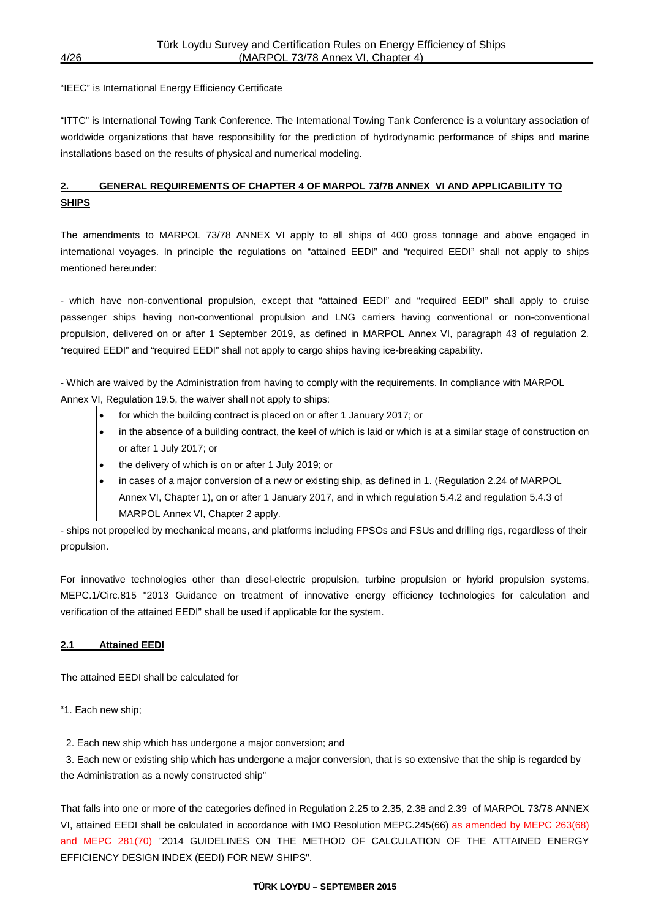"IEEC" is International Energy Efficiency Certificate

"ITTC" is International Towing Tank Conference. The International Towing Tank Conference is a voluntary association of worldwide organizations that have responsibility for the prediction of hydrodynamic performance of ships and marine installations based on the results of physical and numerical modeling.

## 2. GENERAL REQUIREMENTS OF CHAPTER 4 OF MARPOL 73/78 ANNEX VI AND APPLICABILITY TO SHIPS

The amendments to MARPOL 73/78 ANNEX VI apply to all ships of 400 gross tonnage and above engaged in international voyages. In principle the regulations on "attained EEDI" and "required EEDI" shall not apply to ships mentioned hereunder:

- which have non-conventional propulsion, except that "attained EEDI" and "required EEDI" shall apply to cruise passenger ships having non-conventional propulsion and LNG carriers having conventional or non-conventional propulsion, delivered on or after 1 September 2019, as defined in MARPOL Annex VI, paragraph 43 of regulation 2. "required EEDI" and "required EEDI" shall not apply to cargo ships having ice-breaking capability.

- Which are waived by the Administration from having to comply with the requirements. In compliance with MARPOL Annex VI, Regulation 19.5, the waiver shall not apply to ships:
  - for which the building contract is placed on or after 1 January 2017; or
  - in the absence of a building contract, the keel of which is laid or which is at a similar stage of construction on or after 1 July 2017; or
  - the delivery of which is on or after 1 July 2019; or
  - in cases of a major conversion of a new or existing ship, as defined in 1. (Regulation 2.24 of MARPOL Annex VI, Chapter 1), on or after 1 January 2017, and in which regulation 5.4.2 and regulation 5.4.3 of MARPOL Annex VI, Chapter 2 apply.

- ships not propelled by mechanical means, and platforms including FPSOs and FSUs and drilling rigs, regardless of their propulsion.

For innovative technologies other than diesel-electric propulsion, turbine propulsion or hybrid propulsion systems, MEPC.1/Circ.815 "2013 Guidance on treatment of innovative energy efficiency technologies for calculation and verification of the attained EEDI" shall be used if applicable for the system.

### 2.1 Attained EEDI

The attained EEDI shall be calculated for

"1. Each new ship;

2. Each new ship which has undergone a major conversion; and

3. Each new or existing ship which has undergone a major conversion, that is so extensive that the ship is regarded by the Administration as a newly constructed ship"

That falls into one or more of the categories defined in Regulation 2.25 to 2.35, 2.38 and 2.39 of MARPOL 73/78 ANNEX VI, attained EEDI shall be calculated in accordance with IMO Resolution MEPC.245(66) as amended by MEPC 263(68) and MEPC 281(70) "2014 GUIDELINES ON THE METHOD OF CALCULATION OF THE ATTAINED ENERGY EFFICIENCY DESIGN INDEX (EEDI) FOR NEW SHIPS".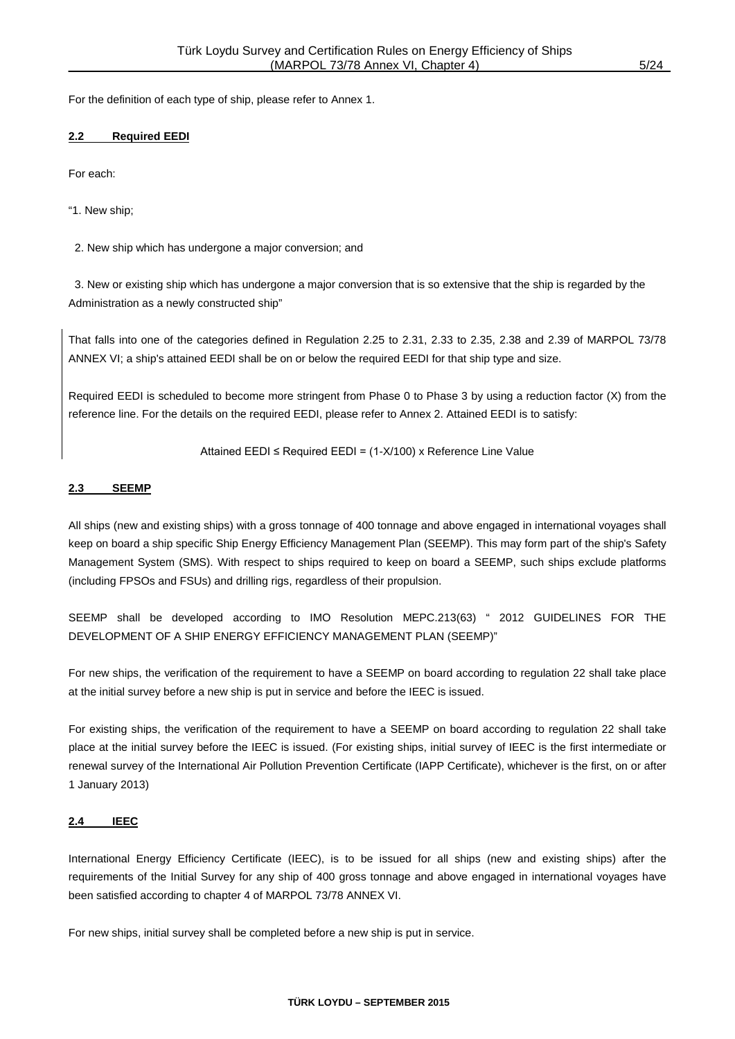For the definition of each type of ship, please refer to Annex 1.

## 2.2 Required EEDI

For each:

"1. New ship;

2. New ship which has undergone a major conversion; and

3. New or existing ship which has undergone a major conversion that is so extensive that the ship is regarded by the Administration as a newly constructed ship"

That falls into one of the categories defined in Regulation 2.25 to 2.31, 2.33 to 2.35, 2.38 and 2.39 of MARPOL 73/78 ANNEX VI; a ship's attained EEDI shall be on or below the required EEDI for that ship type and size.

Required EEDI is scheduled to become more stringent from Phase 0 to Phase 3 by using a reduction factor (X) from the reference line. For the details on the required EEDI, please refer to Annex 2. Attained EEDI is to satisfy:

$$\text{Attained EEDI} \leq \text{Required EEDI} = (1\text{-}X/100) \times \text{Reference Line Value}$$

## 2.3 SEEMP

All ships (new and existing ships) with a gross tonnage of 400 tonnage and above engaged in international voyages shall keep on board a ship specific Ship Energy Efficiency Management Plan (SEEMP). This may form part of the ship's Safety Management System (SMS). With respect to ships required to keep on board a SEEMP, such ships exclude platforms (including FPSOs and FSUs) and drilling rigs, regardless of their propulsion.

SEEMP shall be developed according to IMO Resolution MEPC.213(63) " 2012 GUIDELINES FOR THE DEVELOPMENT OF A SHIP ENERGY EFFICIENCY MANAGEMENT PLAN (SEEMP)"

For new ships, the verification of the requirement to have a SEEMP on board according to regulation 22 shall take place at the initial survey before a new ship is put in service and before the IEEC is issued.

For existing ships, the verification of the requirement to have a SEEMP on board according to regulation 22 shall take place at the initial survey before the IEEC is issued. (For existing ships, initial survey of IEEC is the first intermediate or renewal survey of the International Air Pollution Prevention Certificate (IAPP Certificate), whichever is the first, on or after 1 January 2013)

## 2.4 IEEC

International Energy Efficiency Certificate (IEEC), is to be issued for all ships (new and existing ships) after the requirements of the Initial Survey for any ship of 400 gross tonnage and above engaged in international voyages have been satisfied according to chapter 4 of MARPOL 73/78 ANNEX VI.

For new ships, initial survey shall be completed before a new ship is put in service.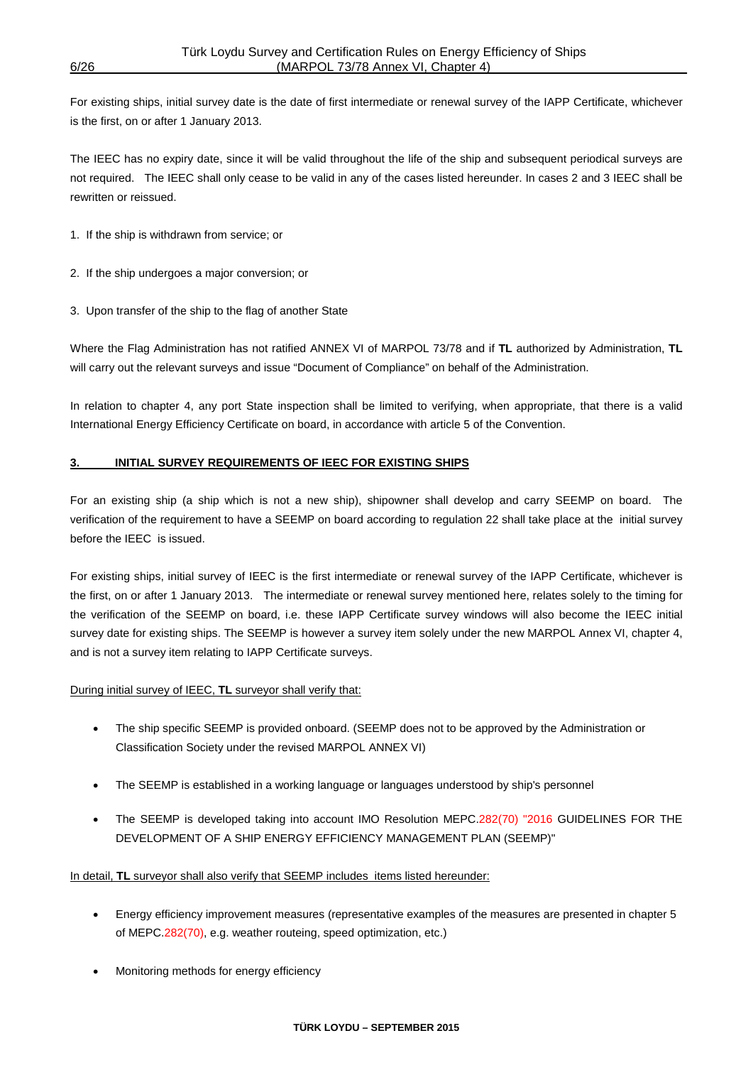For existing ships, initial survey date is the date of first intermediate or renewal survey of the IAPP Certificate, whichever is the first, on or after 1 January 2013.

The IEEC has no expiry date, since it will be valid throughout the life of the ship and subsequent periodical surveys are not required. The IEEC shall only cease to be valid in any of the cases listed hereunder. In cases 2 and 3 IEEC shall be rewritten or reissued.

1. If the ship is withdrawn from service; or
2. If the ship undergoes a major conversion; or
3. Upon transfer of the ship to the flag of another State

Where the Flag Administration has not ratified ANNEX VI of MARPOL 73/78 and if **TL** authorized by Administration, **TL** will carry out the relevant surveys and issue "Document of Compliance" on behalf of the Administration.

In relation to chapter 4, any port State inspection shall be limited to verifying, when appropriate, that there is a valid International Energy Efficiency Certificate on board, in accordance with article 5 of the Convention.

## 3. INITIAL SURVEY REQUIREMENTS OF IEEC FOR EXISTING SHIPS

For an existing ship (a ship which is not a new ship), shipowner shall develop and carry SEEMP on board. The verification of the requirement to have a SEEMP on board according to regulation 22 shall take place at the initial survey before the IEEC is issued.

For existing ships, initial survey of IEEC is the first intermediate or renewal survey of the IAPP Certificate, whichever is the first, on or after 1 January 2013. The intermediate or renewal survey mentioned here, relates solely to the timing for the verification of the SEEMP on board, i.e. these IAPP Certificate survey windows will also become the IEEC initial survey date for existing ships. The SEEMP is however a survey item solely under the new MARPOL Annex VI, chapter 4, and is not a survey item relating to IAPP Certificate surveys.

During initial survey of IEEC, **TL** surveyor shall verify that:

- The ship specific SEEMP is provided onboard. (SEEMP does not to be approved by the Administration or Classification Society under the revised MARPOL ANNEX VI)
- The SEEMP is established in a working language or languages understood by ship's personnel
- The SEEMP is developed taking into account IMO Resolution MEPC.282(70) "2016 GUIDELINES FOR THE DEVELOPMENT OF A SHIP ENERGY EFFICIENCY MANAGEMENT PLAN (SEEMP)"

In detail, **TL** surveyor shall also verify that SEEMP includes items listed hereunder:

- Energy efficiency improvement measures (representative examples of the measures are presented in chapter 5 of MEPC.282(70), e.g. weather routeing, speed optimization, etc.)
- Monitoring methods for energy efficiency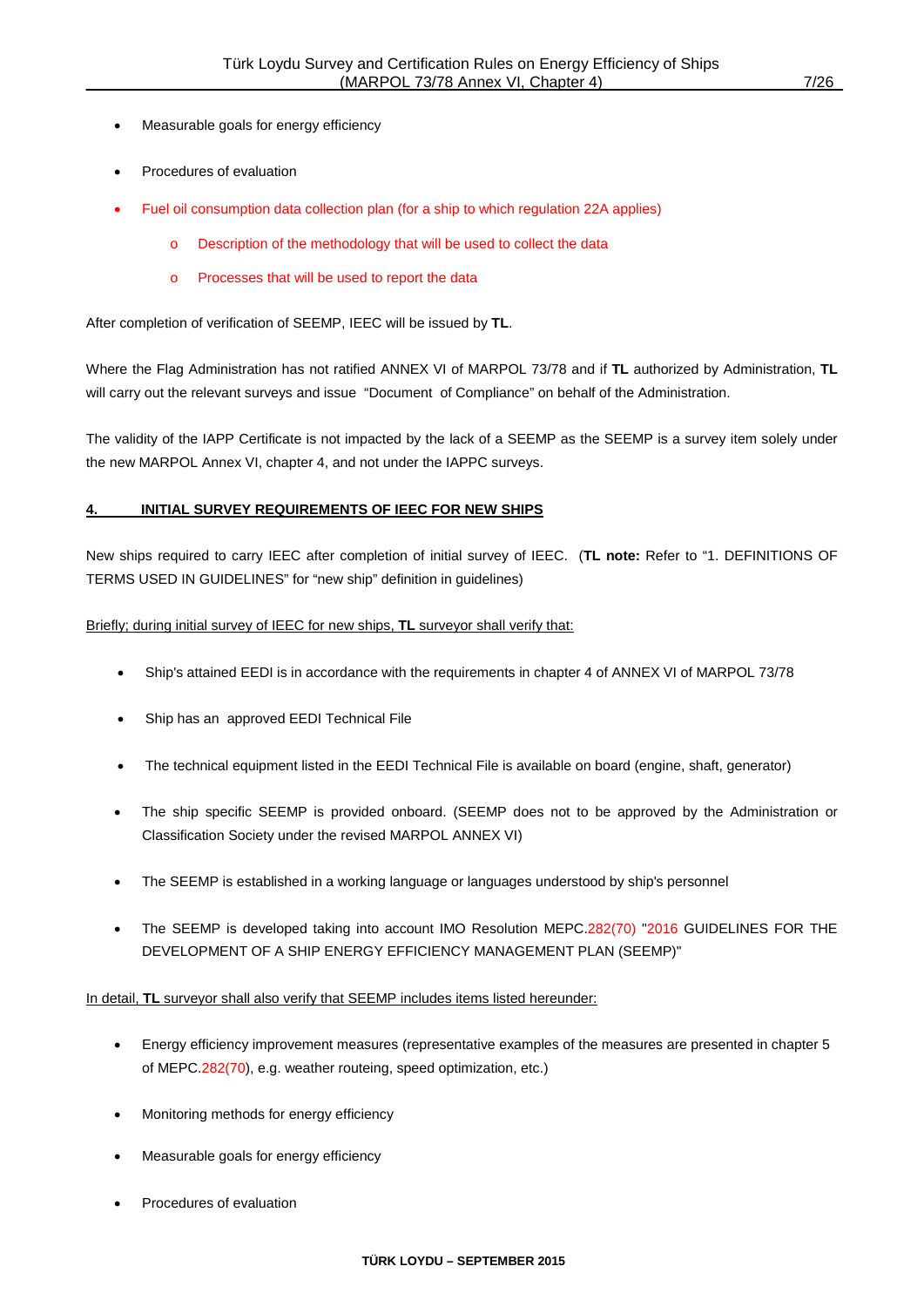- Measurable goals for energy efficiency
- Procedures of evaluation
- Fuel oil consumption data collection plan (for a ship to which regulation 22A applies)
    - Description of the methodology that will be used to collect the data
    - Processes that will be used to report the data

After completion of verification of SEEMP, IEEC will be issued by **TL**.

Where the Flag Administration has not ratified ANNEX VI of MARPOL 73/78 and if **TL** authorized by Administration, **TL** will carry out the relevant surveys and issue "Document of Compliance" on behalf of the Administration.

The validity of the IAPP Certificate is not impacted by the lack of a SEEMP as the SEEMP is a survey item solely under the new MARPOL Annex VI, chapter 4, and not under the IAPPC surveys.

## 4. INITIAL SURVEY REQUIREMENTS OF IEEC FOR NEW SHIPS

New ships required to carry IEEC after completion of initial survey of IEEC. (**TL note:** Refer to "1. DEFINITIONS OF TERMS USED IN GUIDELINES" for "new ship" definition in guidelines)

Briefly; during initial survey of IEEC for new ships, **TL** surveyor shall verify that:

- Ship's attained EEDI is in accordance with the requirements in chapter 4 of ANNEX VI of MARPOL 73/78
- Ship has an approved EEDI Technical File
- The technical equipment listed in the EEDI Technical File is available on board (engine, shaft, generator)
- The ship specific SEEMP is provided onboard. (SEEMP does not to be approved by the Administration or Classification Society under the revised MARPOL ANNEX VI)
- The SEEMP is established in a working language or languages understood by ship's personnel
- The SEEMP is developed taking into account IMO Resolution MEPC.282(70) "2016 GUIDELINES FOR THE DEVELOPMENT OF A SHIP ENERGY EFFICIENCY MANAGEMENT PLAN (SEEMP)"

In detail, **TL** surveyor shall also verify that SEEMP includes items listed hereunder:

- Energy efficiency improvement measures (representative examples of the measures are presented in chapter 5 of MEPC.282(70), e.g. weather routeing, speed optimization, etc.)
- Monitoring methods for energy efficiency
- Measurable goals for energy efficiency
- Procedures of evaluation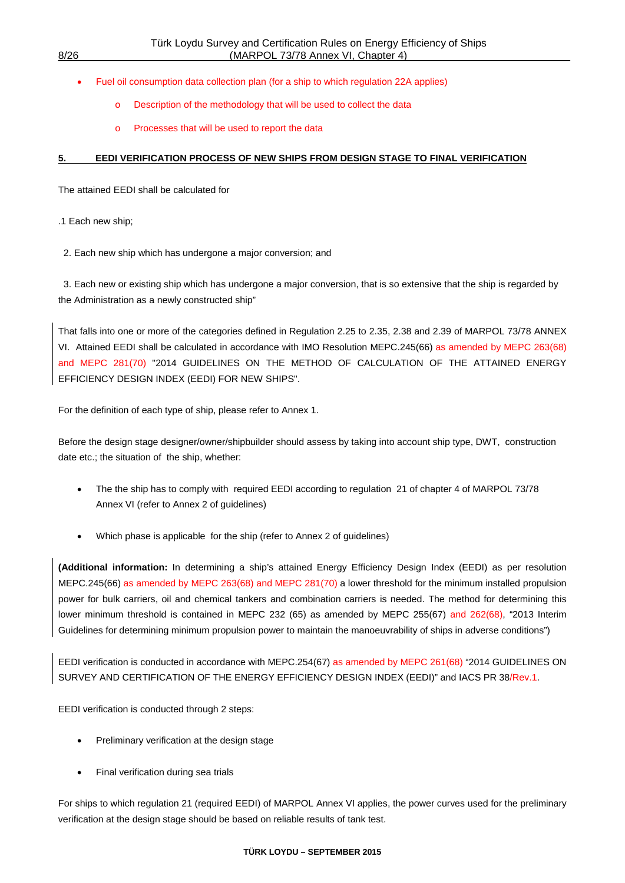- Fuel oil consumption data collection plan (for a ship to which regulation 22A applies)
    - Description of the methodology that will be used to collect the data
    - Processes that will be used to report the data

## 5. EEDI VERIFICATION PROCESS OF NEW SHIPS FROM DESIGN STAGE TO FINAL VERIFICATION

The attained EEDI shall be calculated for

.1 Each new ship;

2. Each new ship which has undergone a major conversion; and

3. Each new or existing ship which has undergone a major conversion, that is so extensive that the ship is regarded by the Administration as a newly constructed ship"

That falls into one or more of the categories defined in Regulation 2.25 to 2.35, 2.38 and 2.39 of MARPOL 73/78 ANNEX VI. Attained EEDI shall be calculated in accordance with IMO Resolution MEPC.245(66) as amended by MEPC 263(68) and MEPC 281(70) "2014 GUIDELINES ON THE METHOD OF CALCULATION OF THE ATTAINED ENERGY EFFICIENCY DESIGN INDEX (EEDI) FOR NEW SHIPS".

For the definition of each type of ship, please refer to Annex 1.

Before the design stage designer/owner/shipbuilder should assess by taking into account ship type, DWT, construction date etc.; the situation of the ship, whether:

- The the ship has to comply with required EEDI according to regulation 21 of chapter 4 of MARPOL 73/78 Annex VI (refer to Annex 2 of guidelines)
- Which phase is applicable for the ship (refer to Annex 2 of guidelines)

**(Additional information:** In determining a ship's attained Energy Efficiency Design Index (EEDI) as per resolution MEPC.245(66) as amended by MEPC 263(68) and MEPC 281(70) a lower threshold for the minimum installed propulsion power for bulk carriers, oil and chemical tankers and combination carriers is needed. The method for determining this lower minimum threshold is contained in MEPC 232 (65) as amended by MEPC 255(67) and 262(68), "2013 Interim Guidelines for determining minimum propulsion power to maintain the manoeuvrability of ships in adverse conditions")

EEDI verification is conducted in accordance with MEPC.254(67) as amended by MEPC 261(68) "2014 GUIDELINES ON SURVEY AND CERTIFICATION OF THE ENERGY EFFICIENCY DESIGN INDEX (EEDI)" and IACS PR 38/Rev.1.

EEDI verification is conducted through 2 steps:

- Preliminary verification at the design stage
- Final verification during sea trials

For ships to which regulation 21 (required EEDI) of MARPOL Annex VI applies, the power curves used for the preliminary verification at the design stage should be based on reliable results of tank test.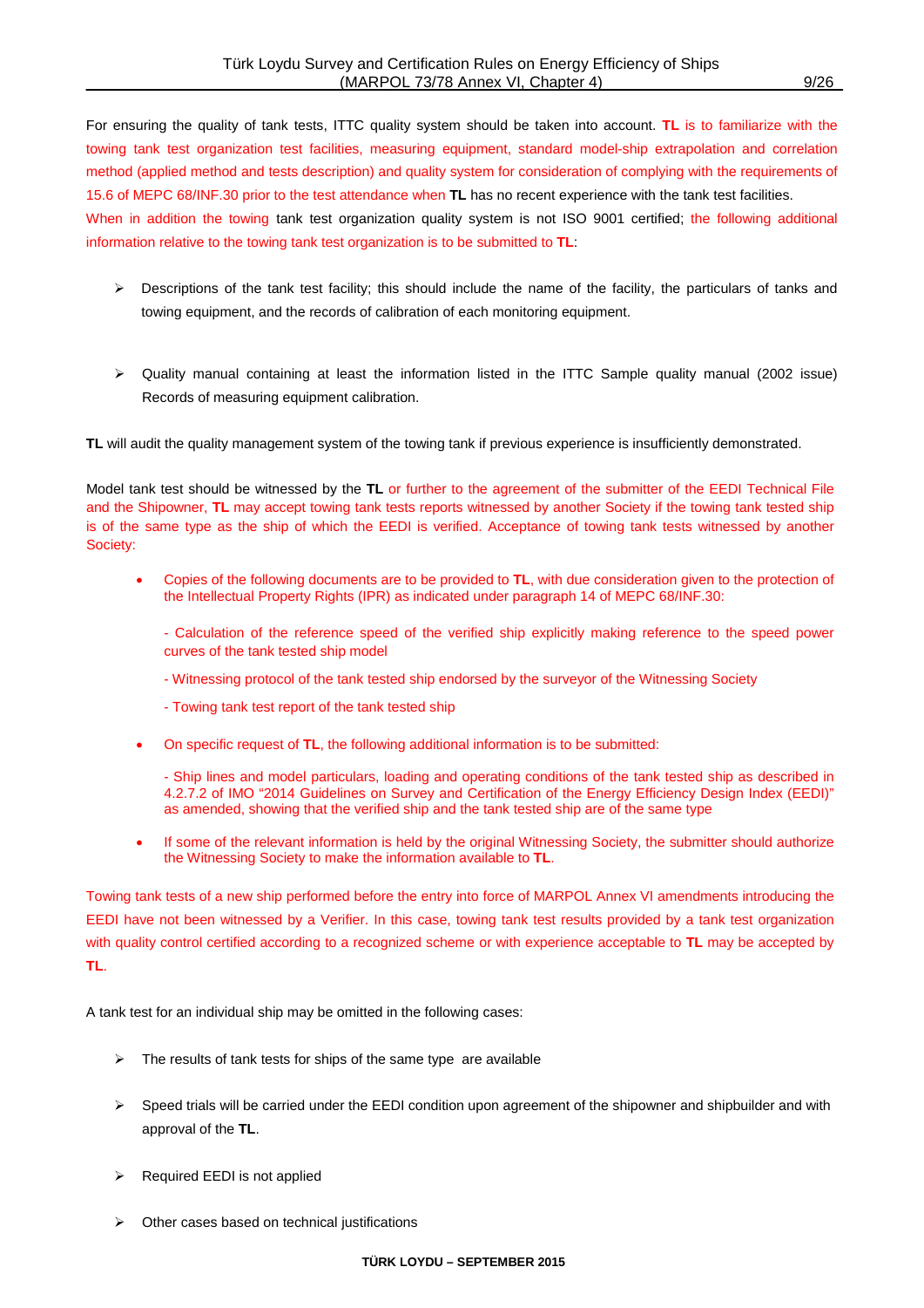For ensuring the quality of tank tests, ITTC quality system should be taken into account. **TL** is to familiarize with the towing tank test organization test facilities, measuring equipment, standard model-ship extrapolation and correlation method (applied method and tests description) and quality system for consideration of complying with the requirements of 15.6 of MEPC 68/INF.30 prior to the test attendance when **TL** has no recent experience with the tank test facilities.

When in addition the towing tank test organization quality system is not ISO 9001 certified; the following additional information relative to the towing tank test organization is to be submitted to **TL**:

- Descriptions of the tank test facility; this should include the name of the facility, the particulars of tanks and towing equipment, and the records of calibration of each monitoring equipment.

- Quality manual containing at least the information listed in the ITTC Sample quality manual (2002 issue) Records of measuring equipment calibration.

**TL** will audit the quality management system of the towing tank if previous experience is insufficiently demonstrated.

Model tank test should be witnessed by the **TL** or further to the agreement of the submitter of the EEDI Technical File and the Shipowner, **TL** may accept towing tank tests reports witnessed by another Society if the towing tank tested ship is of the same type as the ship of which the EEDI is verified. Acceptance of towing tank tests witnessed by another Society:

- Copies of the following documents are to be provided to **TL**, with due consideration given to the protection of the Intellectual Property Rights (IPR) as indicated under paragraph 14 of MEPC 68/INF.30:

  - Calculation of the reference speed of the verified ship explicitly making reference to the speed power curves of the tank tested ship model

  - Witnessing protocol of the tank tested ship endorsed by the surveyor of the Witnessing Society

  - Towing tank test report of the tank tested ship

- On specific request of **TL**, the following additional information is to be submitted:

  - Ship lines and model particulars, loading and operating conditions of the tank tested ship as described in 4.2.7.2 of IMO "2014 Guidelines on Survey and Certification of the Energy Efficiency Design Index (EEDI)" as amended, showing that the verified ship and the tank tested ship are of the same type

- If some of the relevant information is held by the original Witnessing Society, the submitter should authorize the Witnessing Society to make the information available to **TL**.

Towing tank tests of a new ship performed before the entry into force of MARPOL Annex VI amendments introducing the EEDI have not been witnessed by a Verifier. In this case, towing tank test results provided by a tank test organization with quality control certified according to a recognized scheme or with experience acceptable to **TL** may be accepted by **TL**.

A tank test for an individual ship may be omitted in the following cases:

- The results of tank tests for ships of the same type are available

- Speed trials will be carried under the EEDI condition upon agreement of the shipowner and shipbuilder and with approval of the **TL**.

- Required EEDI is not applied

- Other cases based on technical justifications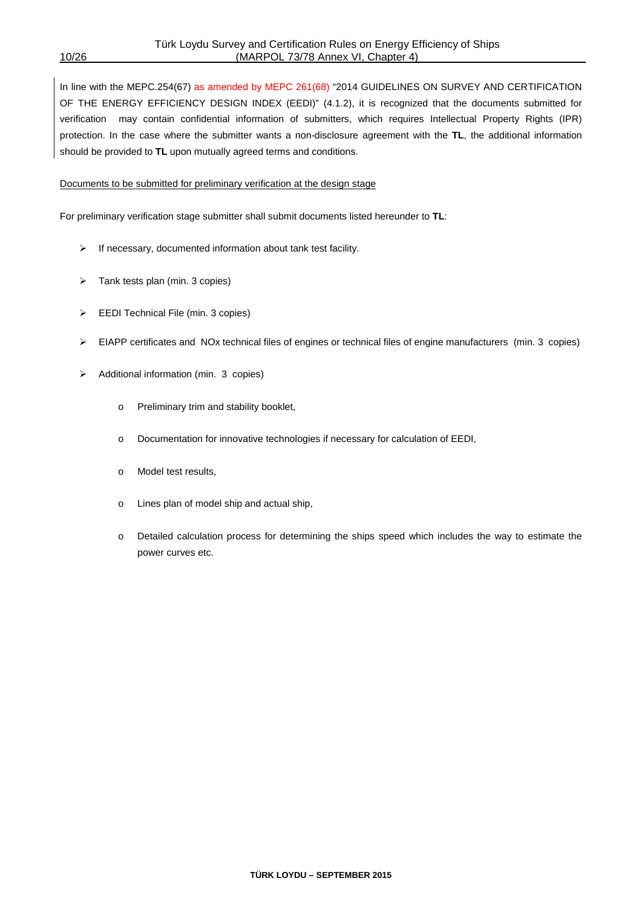In line with the MEPC.254(67) as amended by MEPC 261(68) "2014 GUIDELINES ON SURVEY AND CERTIFICATION OF THE ENERGY EFFICIENCY DESIGN INDEX (EEDI)" (4.1.2), it is recognized that the documents submitted for verification may contain confidential information of submitters, which requires Intellectual Property Rights (IPR) protection. In the case where the submitter wants a non-disclosure agreement with the **TL**, the additional information should be provided to **TL** upon mutually agreed terms and conditions.

<u>Documents to be submitted for preliminary verification at the design stage</u>

For preliminary verification stage submitter shall submit documents listed hereunder to **TL**:

- If necessary, documented information about tank test facility.
- Tank tests plan (min. 3 copies)
- EEDI Technical File (min. 3 copies)
- EIAPP certificates and NOx technical files of engines or technical files of engine manufacturers (min. 3 copies)
- Additional information (min. 3 copies)
  - Preliminary trim and stability booklet,
  - Documentation for innovative technologies if necessary for calculation of EEDI,
  - Model test results,
  - Lines plan of model ship and actual ship,
  - Detailed calculation process for determining the ships speed which includes the way to estimate the power curves etc.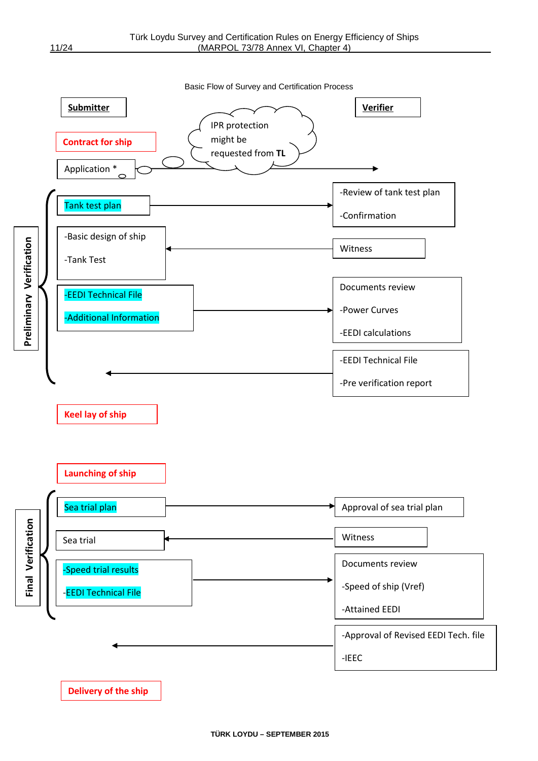Basic Flow of Survey and Certification Process

| | Submitter | Direction | Verifier |
|---|---|---|---|
| | Contract for ship | | |
| | Application * | → (IPR protection might be requested from **TL**) | |
| Preliminary Verification | Tank test plan | → | -Review of tank test plan<br>-Confirmation |
| | -Basic design of ship<br>-Tank Test | ← | Witness |
| | -EEDI Technical File<br>-Additional Information | → | Documents review<br>-Power Curves<br>-EEDI calculations |
| | | ← | -EEDI Technical File<br>-Pre verification report |
| | Keel lay of ship | | |
| | Launching of ship | | |
| Final Verification | Sea trial plan | → | Approval of sea trial plan |
| | Sea trial | ← | Witness |
| | -Speed trial results<br>-EEDI Technical File | → | Documents review<br>-Speed of ship (Vref)<br>-Attained EEDI |
| | | ← | -Approval of Revised EEDI Tech. file<br>-IEEC |
| | Delivery of the ship | | |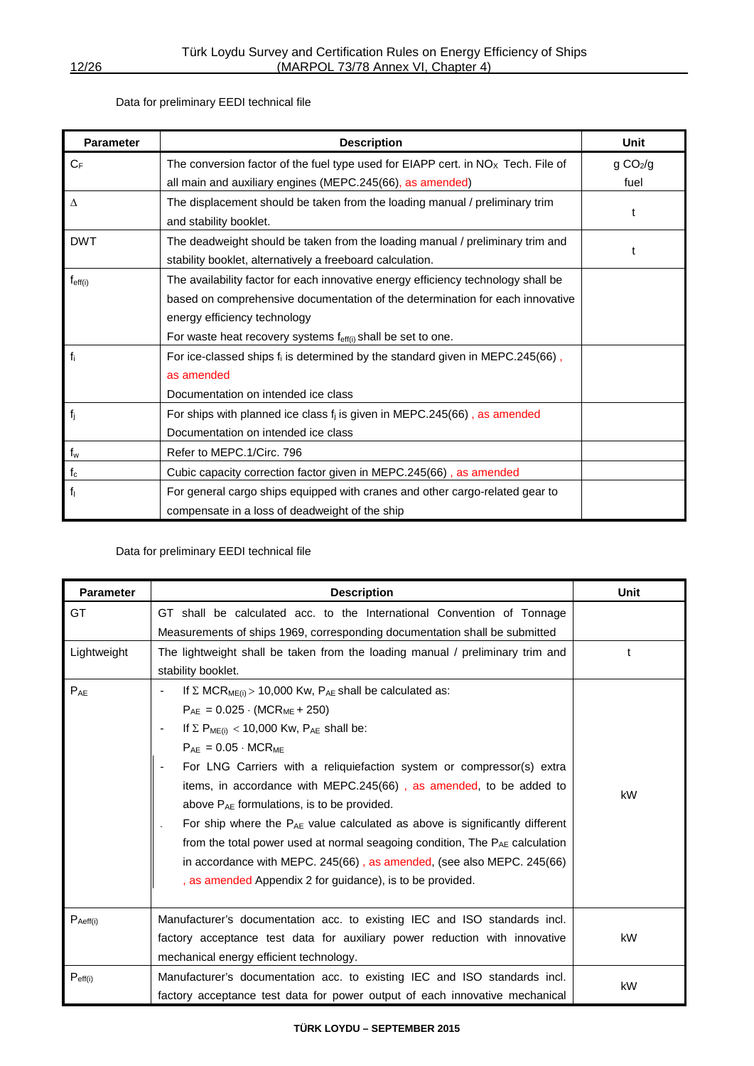Data for preliminary EEDI technical file

| Parameter | Description | Unit |
|---|---|---|
| $C_F$ | The conversion factor of the fuel type used for EIAPP cert. in $NO_X$ Tech. File of all main and auxiliary engines (MEPC.245(66), as amended) | g $CO_2$/g fuel |
| Δ | The displacement should be taken from the loading manual / preliminary trim and stability booklet. | t |
| DWT | The deadweight should be taken from the loading manual / preliminary trim and stability booklet, alternatively a freeboard calculation. | t |
| $f_{eff(i)}$ | The availability factor for each innovative energy efficiency technology shall be based on comprehensive documentation of the determination for each innovative energy efficiency technology<br>For waste heat recovery systems $f_{eff(i)}$ shall be set to one. | |
| $f_i$ | For ice-classed ships $f_i$ is determined by the standard given in MEPC.245(66) , as amended<br>Documentation on intended ice class | |
| $f_j$ | For ships with planned ice class $f_j$ is given in MEPC.245(66) , as amended<br>Documentation on intended ice class | |
| $f_w$ | Refer to MEPC.1/Circ. 796 | |
| $f_c$ | Cubic capacity correction factor given in MEPC.245(66) , as amended | |
| $f_l$ | For general cargo ships equipped with cranes and other cargo-related gear to compensate in a loss of deadweight of the ship | |

Data for preliminary EEDI technical file

| Parameter | Description | Unit |
|---|---|---|
| GT | GT shall be calculated acc. to the International Convention of Tonnage Measurements of ships 1969, corresponding documentation shall be submitted | |
| Lightweight | The lightweight shall be taken from the loading manual / preliminary trim and stability booklet. | t |
| $P_{AE}$ | - If $\Sigma\ MCR_{ME(i)} > 10{,}000$ Kw, $P_{AE}$ shall be calculated as:<br>$P_{AE} = 0.025 \cdot (MCR_{ME} + 250)$<br>- If $\Sigma\ P_{ME(i)} < 10{,}000$ Kw, $P_{AE}$ shall be:<br>$P_{AE} = 0.05 \cdot MCR_{ME}$<br>- For LNG Carriers with a reliquiefaction system or compressor(s) extra items, in accordance with MEPC.245(66) , as amended, to be added to above $P_{AE}$ formulations, is to be provided.<br>- For ship where the $P_{AE}$ value calculated as above is significantly different from the total power used at normal seagoing condition, The $P_{AE}$ calculation in accordance with MEPC. 245(66) , as amended, (see also MEPC. 245(66) , as amended Appendix 2 for guidance), is to be provided. | kW |
| $P_{Aeff(i)}$ | Manufacturer's documentation acc. to existing IEC and ISO standards incl. factory acceptance test data for auxiliary power reduction with innovative mechanical energy efficient technology. | kW |
| $P_{eff(i)}$ | Manufacturer's documentation acc. to existing IEC and ISO standards incl. factory acceptance test data for power output of each innovative mechanical | kW |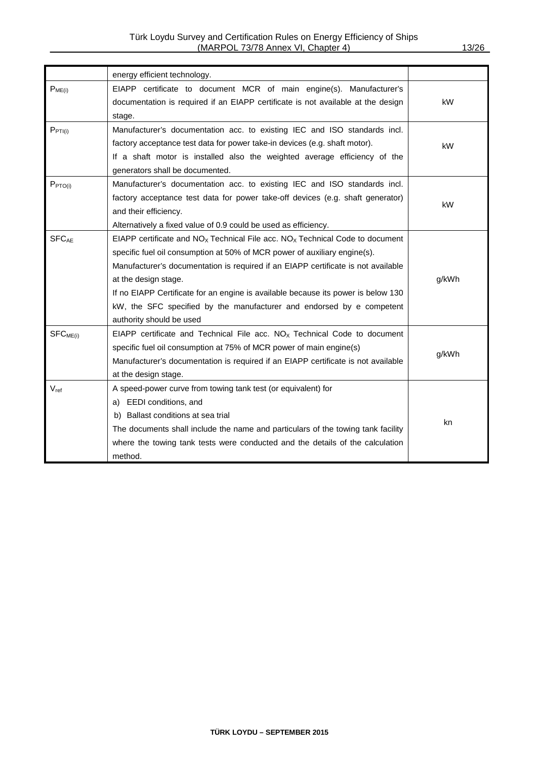| | | |
|---|---|---|
| | energy efficient technology. | |
| $P_{ME(i)}$ | EIAPP certificate to document MCR of main engine(s). Manufacturer's documentation is required if an EIAPP certificate is not available at the design stage. | kW |
| $P_{PTI(i)}$ | Manufacturer's documentation acc. to existing IEC and ISO standards incl. factory acceptance test data for power take-in devices (e.g. shaft motor).<br>If a shaft motor is installed also the weighted average efficiency of the generators shall be documented. | kW |
| $P_{PTO(i)}$ | Manufacturer's documentation acc. to existing IEC and ISO standards incl. factory acceptance test data for power take-off devices (e.g. shaft generator) and their efficiency.<br>Alternatively a fixed value of 0.9 could be used as efficiency. | kW |
| $SFC_{AE}$ | EIAPP certificate and $NO_X$ Technical File acc. $NO_X$ Technical Code to document specific fuel oil consumption at 50% of MCR power of auxiliary engine(s).<br>Manufacturer's documentation is required if an EIAPP certificate is not available at the design stage.<br>If no EIAPP Certificate for an engine is available because its power is below 130 kW, the SFC specified by the manufacturer and endorsed by e competent authority should be used | g/kWh |
| $SFC_{ME(i)}$ | EIAPP certificate and Technical File acc. $NO_X$ Technical Code to document specific fuel oil consumption at 75% of MCR power of main engine(s)<br>Manufacturer's documentation is required if an EIAPP certificate is not available at the design stage. | g/kWh |
| $V_{ref}$ | A speed-power curve from towing tank test (or equivalent) for<br>a) EEDI conditions, and<br>b) Ballast conditions at sea trial<br>The documents shall include the name and particulars of the towing tank facility where the towing tank tests were conducted and the details of the calculation method. | kn |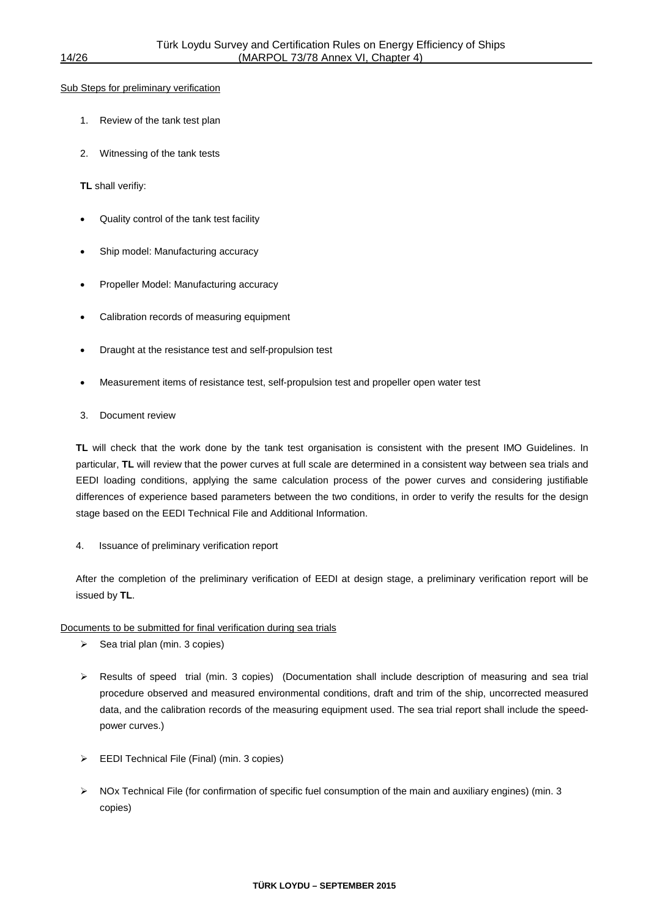Sub Steps for preliminary verification

1. Review of the tank test plan

2. Witnessing of the tank tests

**TL** shall verifiy:

- Quality control of the tank test facility
- Ship model: Manufacturing accuracy
- Propeller Model: Manufacturing accuracy
- Calibration records of measuring equipment
- Draught at the resistance test and self-propulsion test
- Measurement items of resistance test, self-propulsion test and propeller open water test

3. Document review

**TL** will check that the work done by the tank test organisation is consistent with the present IMO Guidelines. In particular, **TL** will review that the power curves at full scale are determined in a consistent way between sea trials and EEDI loading conditions, applying the same calculation process of the power curves and considering justifiable differences of experience based parameters between the two conditions, in order to verify the results for the design stage based on the EEDI Technical File and Additional Information.

4. Issuance of preliminary verification report

After the completion of the preliminary verification of EEDI at design stage, a preliminary verification report will be issued by **TL**.

Documents to be submitted for final verification during sea trials

- Sea trial plan (min. 3 copies)
- Results of speed trial (min. 3 copies) (Documentation shall include description of measuring and sea trial procedure observed and measured environmental conditions, draft and trim of the ship, uncorrected measured data, and the calibration records of the measuring equipment used. The sea trial report shall include the speed-power curves.)
- EEDI Technical File (Final) (min. 3 copies)
- NOx Technical File (for confirmation of specific fuel consumption of the main and auxiliary engines) (min. 3 copies)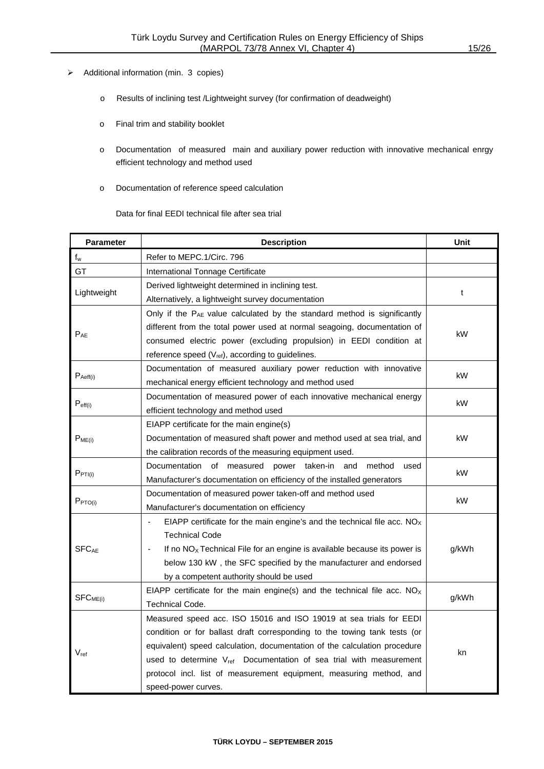- Additional information (min. 3 copies)
  - Results of inclining test /Lightweight survey (for confirmation of deadweight)
  - Final trim and stability booklet
  - Documentation of measured main and auxiliary power reduction with innovative mechanical enrgy efficient technology and method used
  - Documentation of reference speed calculation

  Data for final EEDI technical file after sea trial

| Parameter | Description | Unit |
|---|---|---|
| $f_w$ | Refer to MEPC.1/Circ. 796 | |
| GT | International Tonnage Certificate | |
| Lightweight | Derived lightweight determined in inclining test.<br>Alternatively, a lightweight survey documentation | t |
| $P_{AE}$ | Only if the $P_{AE}$ value calculated by the standard method is significantly different from the total power used at normal seagoing, documentation of consumed electric power (excluding propulsion) in EEDI condition at reference speed ($V_{ref}$), according to guidelines. | kW |
| $P_{Aeff(i)}$ | Documentation of measured auxiliary power reduction with innovative mechanical energy efficient technology and method used | kW |
| $P_{eff(i)}$ | Documentation of measured power of each innovative mechanical energy efficient technology and method used | kW |
| $P_{ME(i)}$ | EIAPP certificate for the main engine(s)<br>Documentation of measured shaft power and method used at sea trial, and the calibration records of the measuring equipment used. | kW |
| $P_{PTI(i)}$ | Documentation of measured power taken-in and method used<br>Manufacturer's documentation on efficiency of the installed generators | kW |
| $P_{PTO(i)}$ | Documentation of measured power taken-off and method used<br>Manufacturer's documentation on efficiency | kW |
| $SFC_{AE}$ | - EIAPP certificate for the main engine's and the technical file acc. $NO_X$ Technical Code<br>- If no $NO_X$ Technical File for an engine is available because its power is below 130 kW , the SFC specified by the manufacturer and endorsed by a competent authority should be used | g/kWh |
| $SFC_{ME(i)}$ | EIAPP certificate for the main engine(s) and the technical file acc. $NO_X$ Technical Code. | g/kWh |
| $V_{ref}$ | Measured speed acc. ISO 15016 and ISO 19019 at sea trials for EEDI condition or for ballast draft corresponding to the towing tank tests (or equivalent) speed calculation, documentation of the calculation procedure used to determine $V_{ref}$ Documentation of sea trial with measurement protocol incl. list of measurement equipment, measuring method, and speed-power curves. | kn |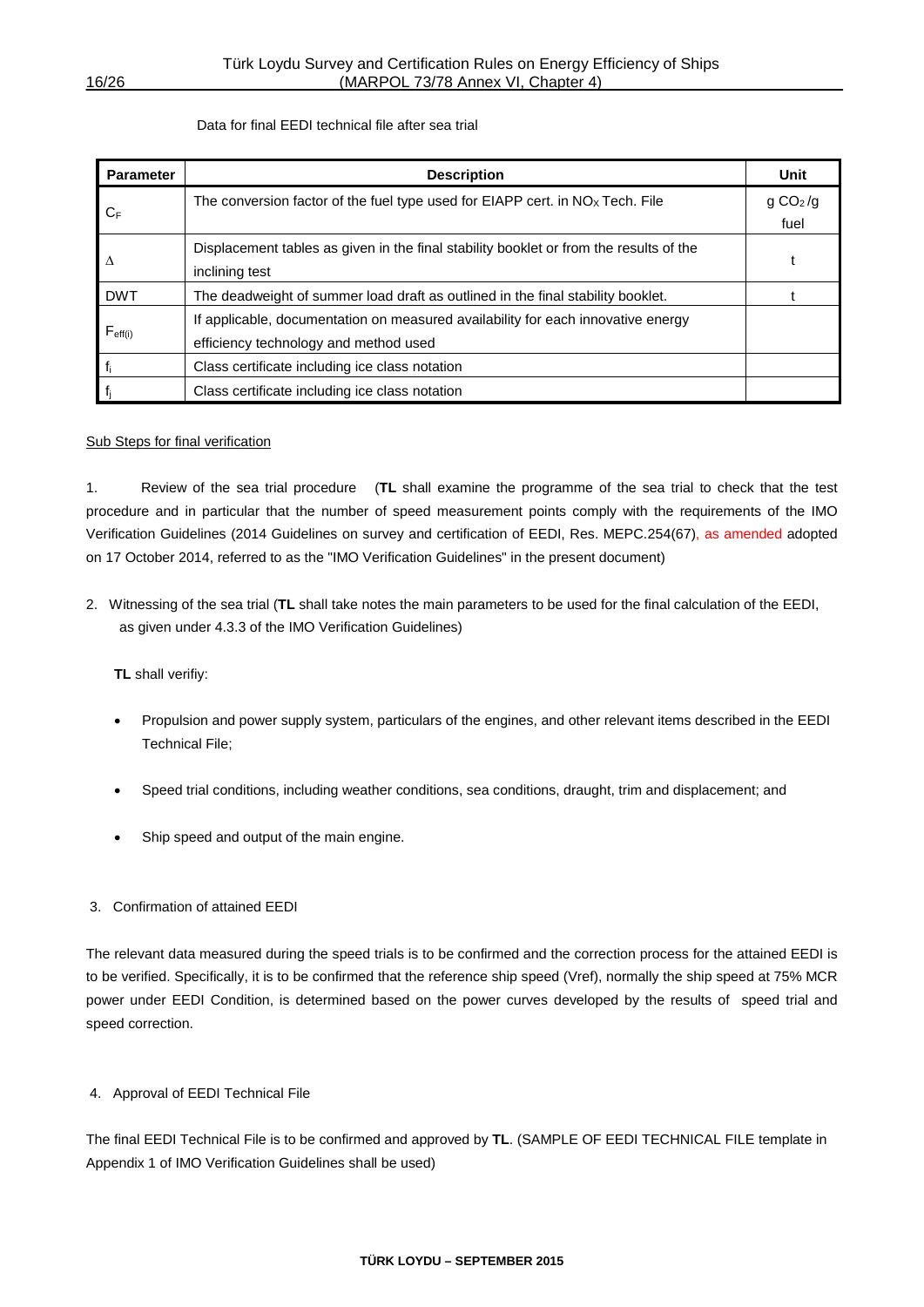Data for final EEDI technical file after sea trial

| Parameter | Description | Unit |
|---|---|---|
| $C_F$ | The conversion factor of the fuel type used for EIAPP cert. in $NO_x$ Tech. File | g $CO_2$/g fuel |
| Δ | Displacement tables as given in the final stability booklet or from the results of the inclining test | t |
| DWT | The deadweight of summer load draft as outlined in the final stability booklet. | t |
| $F_{eff(i)}$ | If applicable, documentation on measured availability for each innovative energy efficiency technology and method used | |
| $f_i$ | Class certificate including ice class notation | |
| $f_j$ | Class certificate including ice class notation | |

Sub Steps for final verification

1. Review of the sea trial procedure (**TL** shall examine the programme of the sea trial to check that the test procedure and in particular that the number of speed measurement points comply with the requirements of the IMO Verification Guidelines (2014 Guidelines on survey and certification of EEDI, Res. MEPC.254(67), as amended adopted on 17 October 2014, referred to as the "IMO Verification Guidelines" in the present document)

2. Witnessing of the sea trial (**TL** shall take notes the main parameters to be used for the final calculation of the EEDI, as given under 4.3.3 of the IMO Verification Guidelines)

   **TL** shall verifiy:

   - Propulsion and power supply system, particulars of the engines, and other relevant items described in the EEDI Technical File;
   - Speed trial conditions, including weather conditions, sea conditions, draught, trim and displacement; and
   - Ship speed and output of the main engine.

3. Confirmation of attained EEDI

The relevant data measured during the speed trials is to be confirmed and the correction process for the attained EEDI is to be verified. Specifically, it is to be confirmed that the reference ship speed (Vref), normally the ship speed at 75% MCR power under EEDI Condition, is determined based on the power curves developed by the results of speed trial and speed correction.

4. Approval of EEDI Technical File

The final EEDI Technical File is to be confirmed and approved by **TL**. (SAMPLE OF EEDI TECHNICAL FILE template in Appendix 1 of IMO Verification Guidelines shall be used)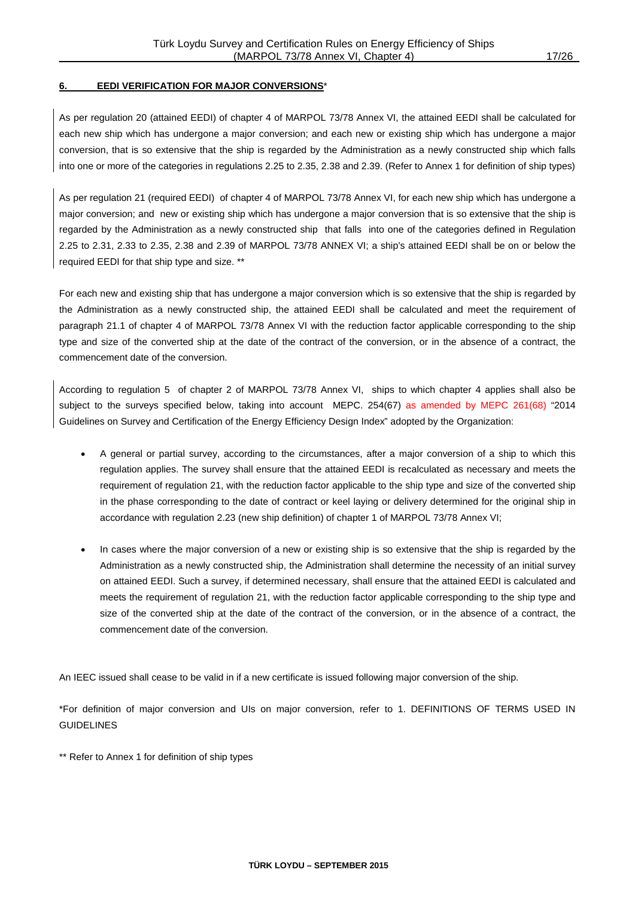## 6. EEDI VERIFICATION FOR MAJOR CONVERSIONS*

As per regulation 20 (attained EEDI) of chapter 4 of MARPOL 73/78 Annex VI, the attained EEDI shall be calculated for each new ship which has undergone a major conversion; and each new or existing ship which has undergone a major conversion, that is so extensive that the ship is regarded by the Administration as a newly constructed ship which falls into one or more of the categories in regulations 2.25 to 2.35, 2.38 and 2.39. (Refer to Annex 1 for definition of ship types)

As per regulation 21 (required EEDI) of chapter 4 of MARPOL 73/78 Annex VI, for each new ship which has undergone a major conversion; and new or existing ship which has undergone a major conversion that is so extensive that the ship is regarded by the Administration as a newly constructed ship that falls into one of the categories defined in Regulation 2.25 to 2.31, 2.33 to 2.35, 2.38 and 2.39 of MARPOL 73/78 ANNEX VI; a ship's attained EEDI shall be on or below the required EEDI for that ship type and size. **

For each new and existing ship that has undergone a major conversion which is so extensive that the ship is regarded by the Administration as a newly constructed ship, the attained EEDI shall be calculated and meet the requirement of paragraph 21.1 of chapter 4 of MARPOL 73/78 Annex VI with the reduction factor applicable corresponding to the ship type and size of the converted ship at the date of the contract of the conversion, or in the absence of a contract, the commencement date of the conversion.

According to regulation 5 of chapter 2 of MARPOL 73/78 Annex VI, ships to which chapter 4 applies shall also be subject to the surveys specified below, taking into account MEPC. 254(67) as amended by MEPC 261(68) "2014 Guidelines on Survey and Certification of the Energy Efficiency Design Index" adopted by the Organization:

- A general or partial survey, according to the circumstances, after a major conversion of a ship to which this regulation applies. The survey shall ensure that the attained EEDI is recalculated as necessary and meets the requirement of regulation 21, with the reduction factor applicable to the ship type and size of the converted ship in the phase corresponding to the date of contract or keel laying or delivery determined for the original ship in accordance with regulation 2.23 (new ship definition) of chapter 1 of MARPOL 73/78 Annex VI;

- In cases where the major conversion of a new or existing ship is so extensive that the ship is regarded by the Administration as a newly constructed ship, the Administration shall determine the necessity of an initial survey on attained EEDI. Such a survey, if determined necessary, shall ensure that the attained EEDI is calculated and meets the requirement of regulation 21, with the reduction factor applicable corresponding to the ship type and size of the converted ship at the date of the contract of the conversion, or in the absence of a contract, the commencement date of the conversion.

An IEEC issued shall cease to be valid in if a new certificate is issued following major conversion of the ship.

*For definition of major conversion and UIs on major conversion, refer to 1. DEFINITIONS OF TERMS USED IN GUIDELINES

** Refer to Annex 1 for definition of ship types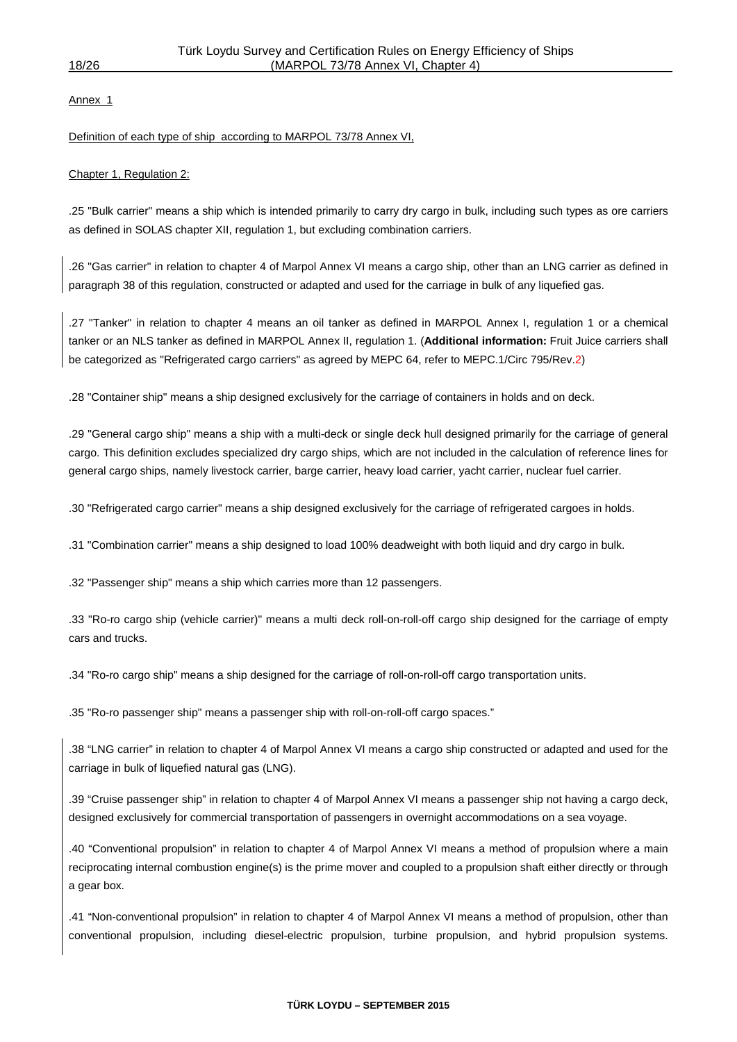Annex 1

Definition of each type of ship according to MARPOL 73/78 Annex VI,

Chapter 1, Regulation 2:

.25 "Bulk carrier" means a ship which is intended primarily to carry dry cargo in bulk, including such types as ore carriers as defined in SOLAS chapter XII, regulation 1, but excluding combination carriers.

.26 "Gas carrier" in relation to chapter 4 of Marpol Annex VI means a cargo ship, other than an LNG carrier as defined in paragraph 38 of this regulation, constructed or adapted and used for the carriage in bulk of any liquefied gas.

.27 "Tanker" in relation to chapter 4 means an oil tanker as defined in MARPOL Annex I, regulation 1 or a chemical tanker or an NLS tanker as defined in MARPOL Annex II, regulation 1. (**Additional information:** Fruit Juice carriers shall be categorized as "Refrigerated cargo carriers" as agreed by MEPC 64, refer to MEPC.1/Circ 795/Rev.2)

.28 "Container ship" means a ship designed exclusively for the carriage of containers in holds and on deck.

.29 "General cargo ship" means a ship with a multi-deck or single deck hull designed primarily for the carriage of general cargo. This definition excludes specialized dry cargo ships, which are not included in the calculation of reference lines for general cargo ships, namely livestock carrier, barge carrier, heavy load carrier, yacht carrier, nuclear fuel carrier.

.30 "Refrigerated cargo carrier" means a ship designed exclusively for the carriage of refrigerated cargoes in holds.

.31 "Combination carrier" means a ship designed to load 100% deadweight with both liquid and dry cargo in bulk.

.32 "Passenger ship" means a ship which carries more than 12 passengers.

.33 "Ro-ro cargo ship (vehicle carrier)" means a multi deck roll-on-roll-off cargo ship designed for the carriage of empty cars and trucks.

.34 "Ro-ro cargo ship" means a ship designed for the carriage of roll-on-roll-off cargo transportation units.

.35 "Ro-ro passenger ship" means a passenger ship with roll-on-roll-off cargo spaces."

.38 "LNG carrier" in relation to chapter 4 of Marpol Annex VI means a cargo ship constructed or adapted and used for the carriage in bulk of liquefied natural gas (LNG).

.39 "Cruise passenger ship" in relation to chapter 4 of Marpol Annex VI means a passenger ship not having a cargo deck, designed exclusively for commercial transportation of passengers in overnight accommodations on a sea voyage.

.40 "Conventional propulsion" in relation to chapter 4 of Marpol Annex VI means a method of propulsion where a main reciprocating internal combustion engine(s) is the prime mover and coupled to a propulsion shaft either directly or through a gear box.

.41 "Non-conventional propulsion" in relation to chapter 4 of Marpol Annex VI means a method of propulsion, other than conventional propulsion, including diesel-electric propulsion, turbine propulsion, and hybrid propulsion systems.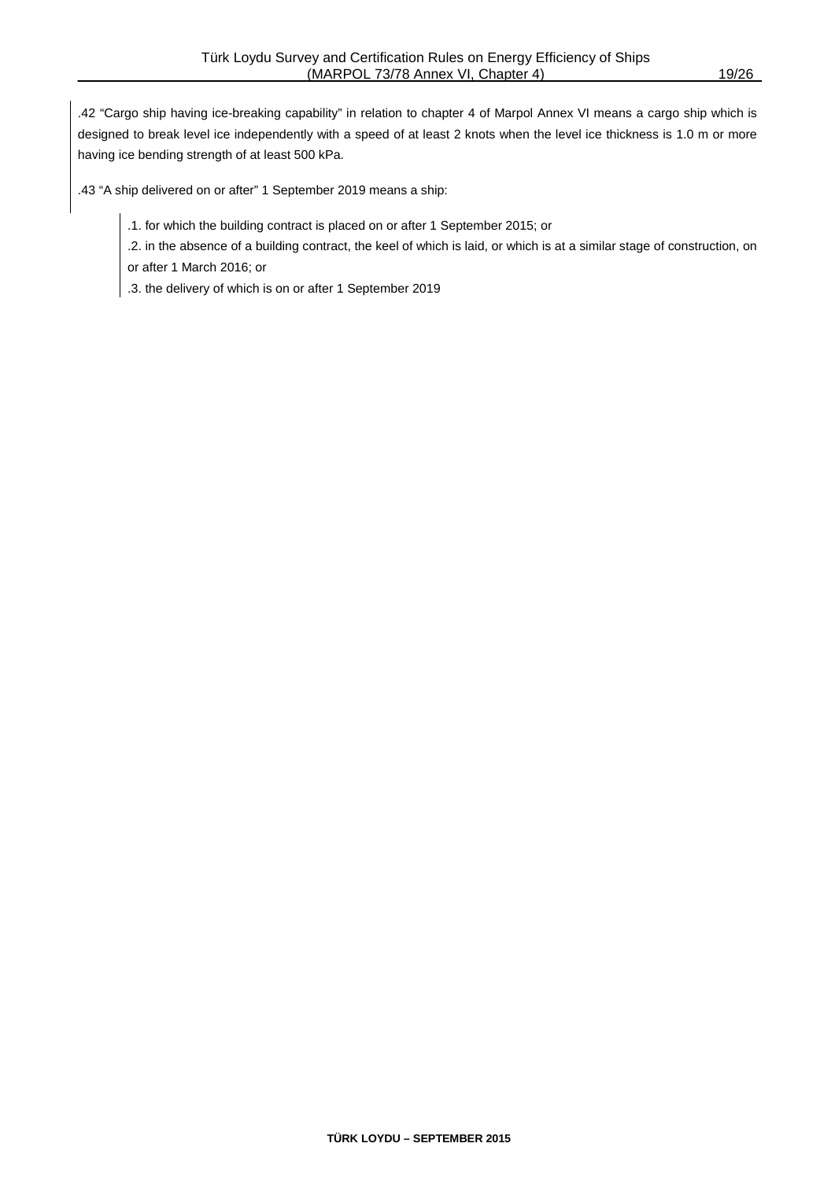.42 “Cargo ship having ice-breaking capability” in relation to chapter 4 of Marpol Annex VI means a cargo ship which is designed to break level ice independently with a speed of at least 2 knots when the level ice thickness is 1.0 m or more having ice bending strength of at least 500 kPa.

.43 “A ship delivered on or after” 1 September 2019 means a ship:

.1. for which the building contract is placed on or after 1 September 2015; or

.2. in the absence of a building contract, the keel of which is laid, or which is at a similar stage of construction, on or after 1 March 2016; or

.3. the delivery of which is on or after 1 September 2019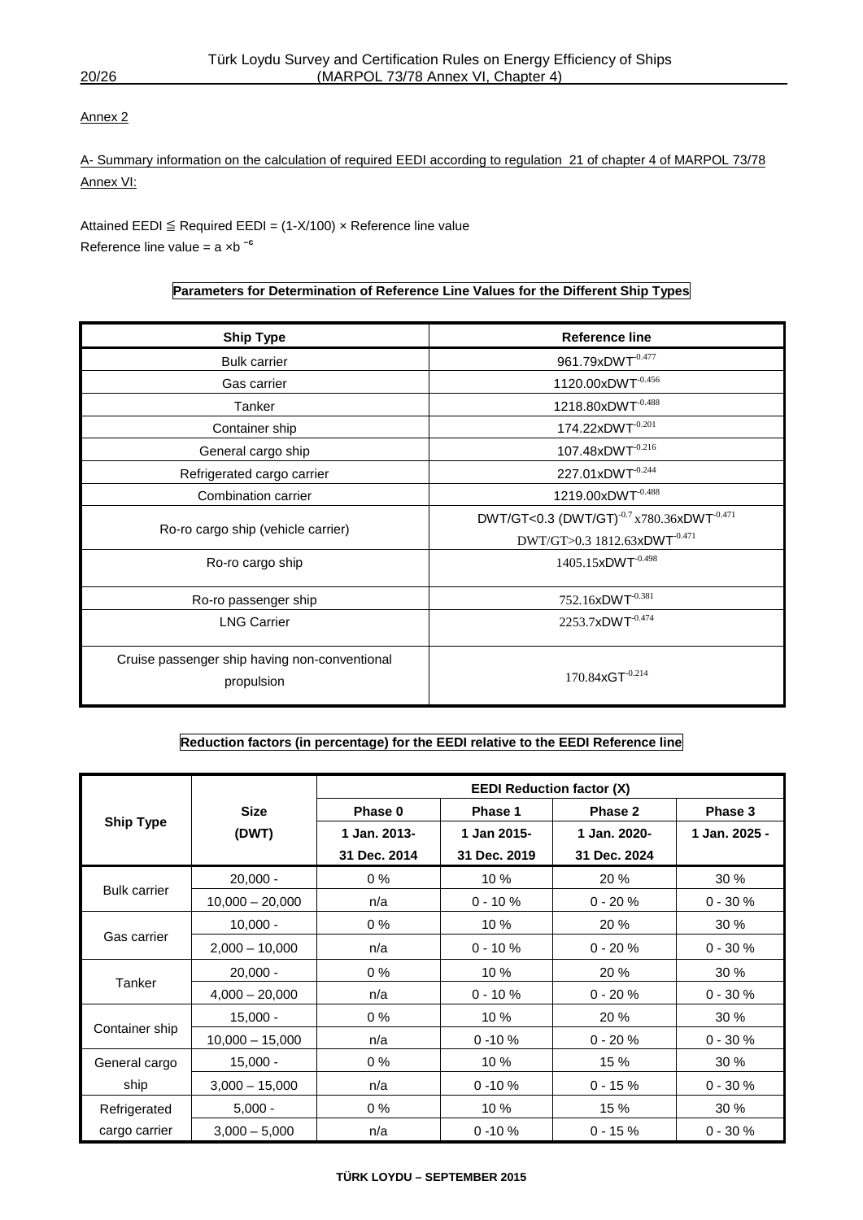Annex 2

A- Summary information on the calculation of required EEDI according to regulation 21 of chapter 4 of MARPOL 73/78 Annex VI:

Attained EEDI ≦ Required EEDI = (1-X/100) × Reference line value
Reference line value = a ×b $^{-c}$

**Parameters for Determination of Reference Line Values for the Different Ship Types**

| Ship Type | Reference line |
|---|---|
| Bulk carrier | $961.79 \times DWT^{-0.477}$ |
| Gas carrier | $1120.00 \times DWT^{-0.456}$ |
| Tanker | $1218.80 \times DWT^{-0.488}$ |
| Container ship | $174.22 \times DWT^{-0.201}$ |
| General cargo ship | $107.48 \times DWT^{-0.216}$ |
| Refrigerated cargo carrier | $227.01 \times DWT^{-0.244}$ |
| Combination carrier | $1219.00 \times DWT^{-0.488}$ |
| Ro-ro cargo ship (vehicle carrier) | DWT/GT<0.3 $(DWT/GT)^{-0.7} \times 780.36 \times DWT^{-0.471}$<br>DWT/GT>0.3 $1812.63 \times DWT^{-0.471}$ |
| Ro-ro cargo ship | $1405.15 \times DWT^{-0.498}$ |
| Ro-ro passenger ship | $752.16 \times DWT^{-0.381}$ |
| LNG Carrier | $2253.7 \times DWT^{-0.474}$ |
| Cruise passenger ship having non-conventional propulsion | $170.84 \times GT^{-0.214}$ |

**Reduction factors (in percentage) for the EEDI relative to the EEDI Reference line**

| Ship Type | Size (DWT) | EEDI Reduction factor (X) | | | |
|---|---|---|---|---|---|
| | | Phase 0<br>1 Jan. 2013-<br>31 Dec. 2014 | Phase 1<br>1 Jan 2015-<br>31 Dec. 2019 | Phase 2<br>1 Jan. 2020-<br>31 Dec. 2024 | Phase 3<br>1 Jan. 2025 - |
| Bulk carrier | 20,000 - | 0 % | 10 % | 20 % | 30 % |
| | 10,000 – 20,000 | n/a | 0 - 10 % | 0 - 20 % | 0 - 30 % |
| Gas carrier | 10,000 - | 0 % | 10 % | 20 % | 30 % |
| | 2,000 – 10,000 | n/a | 0 - 10 % | 0 - 20 % | 0 - 30 % |
| Tanker | 20,000 - | 0 % | 10 % | 20 % | 30 % |
| | 4,000 – 20,000 | n/a | 0 - 10 % | 0 - 20 % | 0 - 30 % |
| Container ship | 15,000 - | 0 % | 10 % | 20 % | 30 % |
| | 10,000 – 15,000 | n/a | 0 -10 % | 0 - 20 % | 0 - 30 % |
| General cargo ship | 15,000 - | 0 % | 10 % | 15 % | 30 % |
| | 3,000 – 15,000 | n/a | 0 -10 % | 0 - 15 % | 0 - 30 % |
| Refrigerated cargo carrier | 5,000 - | 0 % | 10 % | 15 % | 30 % |
| | 3,000 – 5,000 | n/a | 0 -10 % | 0 - 15 % | 0 - 30 % |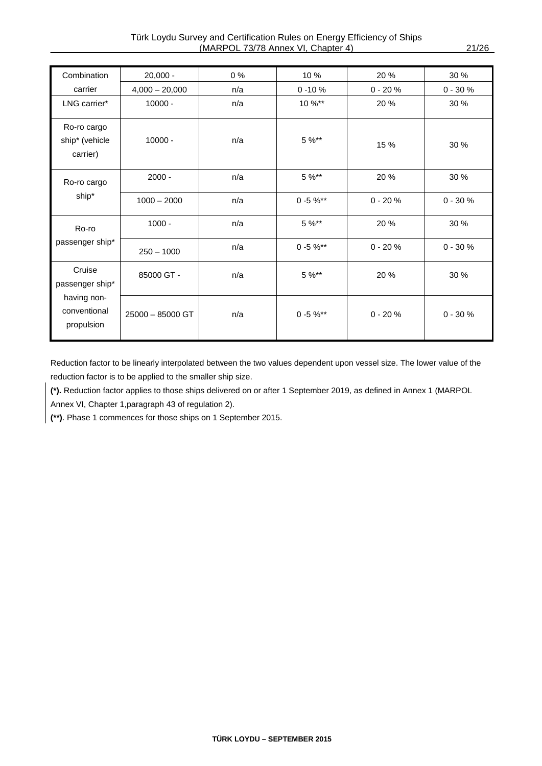| Combination carrier | 20,000 - | 0 % | 10 % | 20 % | 30 % |
|---|---|---|---|---|---|
| | 4,000 – 20,000 | n/a | 0 -10 % | 0 - 20 % | 0 - 30 % |
| LNG carrier* | 10000 - | n/a | 10 %** | 20 % | 30 % |
| Ro-ro cargo ship* (vehicle carrier) | 10000 - | n/a | 5 %** | 15 % | 30 % |
| Ro-ro cargo ship* | 2000 - | n/a | 5 %** | 20 % | 30 % |
| | 1000 – 2000 | n/a | 0 -5 %** | 0 - 20 % | 0 - 30 % |
| Ro-ro passenger ship* | 1000 - | n/a | 5 %** | 20 % | 30 % |
| | 250 – 1000 | n/a | 0 -5 %** | 0 - 20 % | 0 - 30 % |
| Cruise passenger ship* having non-conventional propulsion | 85000 GT - | n/a | 5 %** | 20 % | 30 % |
| | 25000 – 85000 GT | n/a | 0 -5 %** | 0 - 20 % | 0 - 30 % |

Reduction factor to be linearly interpolated between the two values dependent upon vessel size. The lower value of the reduction factor is to be applied to the smaller ship size.

**(*).** Reduction factor applies to those ships delivered on or after 1 September 2019, as defined in Annex 1 (MARPOL Annex VI, Chapter 1,paragraph 43 of regulation 2).

**(**)**. Phase 1 commences for those ships on 1 September 2015.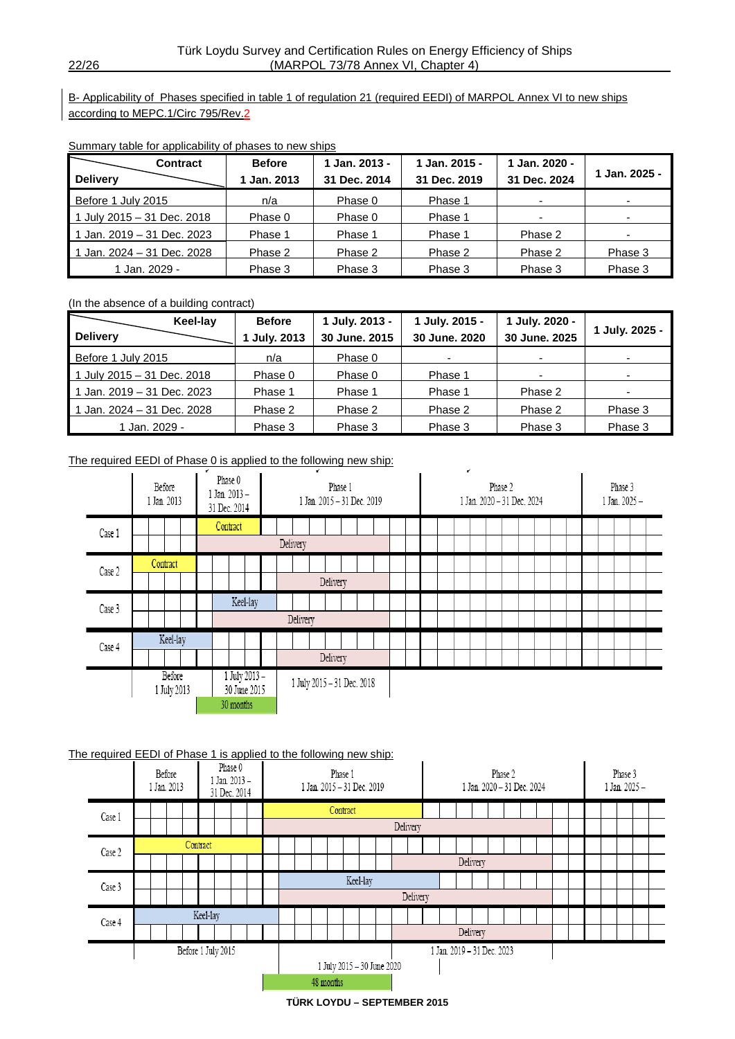B- Applicability of Phases specified in table 1 of regulation 21 (required EEDI) of MARPOL Annex VI to new ships according to MEPC.1/Circ 795/Rev.2

Summary table for applicability of phases to new ships

| Delivery \ Contract | Before 1 Jan. 2013 | 1 Jan. 2013 - 31 Dec. 2014 | 1 Jan. 2015 - 31 Dec. 2019 | 1 Jan. 2020 - 31 Dec. 2024 | 1 Jan. 2025 - |
|---|---|---|---|---|---|
| Before 1 July 2015 | n/a | Phase 0 | Phase 1 | - | - |
| 1 July 2015 – 31 Dec. 2018 | Phase 0 | Phase 0 | Phase 1 | - | - |
| 1 Jan. 2019 – 31 Dec. 2023 | Phase 1 | Phase 1 | Phase 1 | Phase 2 | - |
| 1 Jan. 2024 – 31 Dec. 2028 | Phase 2 | Phase 2 | Phase 2 | Phase 2 | Phase 3 |
| 1 Jan. 2029 - | Phase 3 | Phase 3 | Phase 3 | Phase 3 | Phase 3 |

(In the absence of a building contract)

| Delivery \ Keel-lay | Before 1 July. 2013 | 1 July. 2013 - 30 June. 2015 | 1 July. 2015 - 30 June. 2020 | 1 July. 2020 - 30 June. 2025 | 1 July. 2025 - |
|---|---|---|---|---|---|
| Before 1 July 2015 | n/a | Phase 0 | - | - | - |
| 1 July 2015 – 31 Dec. 2018 | Phase 0 | Phase 0 | Phase 1 | - | - |
| 1 Jan. 2019 – 31 Dec. 2023 | Phase 1 | Phase 1 | Phase 1 | Phase 2 | - |
| 1 Jan. 2024 – 31 Dec. 2028 | Phase 2 | Phase 2 | Phase 2 | Phase 2 | Phase 3 |
| 1 Jan. 2029 - | Phase 3 | Phase 3 | Phase 3 | Phase 3 | Phase 3 |

The required EEDI of Phase 0 is applied to the following new ship:

| | Before 1 Jan. 2013 | Phase 0 1 Jan. 2013 – 31 Dec. 2014 | Phase 1 1 Jan. 2015 – 31 Dec. 2019 | Phase 2 1 Jan. 2020 – 31 Dec. 2024 | Phase 3 1 Jan. 2025 – |
|---|---|---|---|---|---|
| Case 1 | | Contract | | | |
| | | Delivery | Delivery | | |
| Case 2 | Contract | | | | |
| | | | Delivery | | |
| Case 3 | | Keel-lay | | | |
| | | Delivery | Delivery | | |
| Case 4 | Keel-lay | | | | |
| | | | Delivery | | |
| | Before 1 July 2013 | 1 July 2013 – 30 June 2015 (30 months) | 1 July 2015 – 31 Dec. 2018 | | |

The required EEDI of Phase 1 is applied to the following new ship:

| | Before 1 Jan. 2013 | Phase 0 1 Jan. 2013 – 31 Dec. 2014 | Phase 1 1 Jan. 2015 – 31 Dec. 2019 | Phase 2 1 Jan. 2020 – 31 Dec. 2024 | Phase 3 1 Jan. 2025 – |
|---|---|---|---|---|---|
| Case 1 | | | Contract | | |
| | | | Delivery | Delivery | |
| Case 2 | Contract | Contract | | | |
| | | | Delivery | Delivery | |
| Case 3 | | | Keel-lay | Keel-lay | |
| | | | Delivery | Delivery | |
| Case 4 | Keel-lay | Keel-lay | | | |
| | | | Delivery | Delivery | |
| | Before 1 July 2015 | Before 1 July 2015 | 1 July 2015 – 30 June 2020 (48 months) | 1 Jan. 2019 – 31 Dec. 2023 | |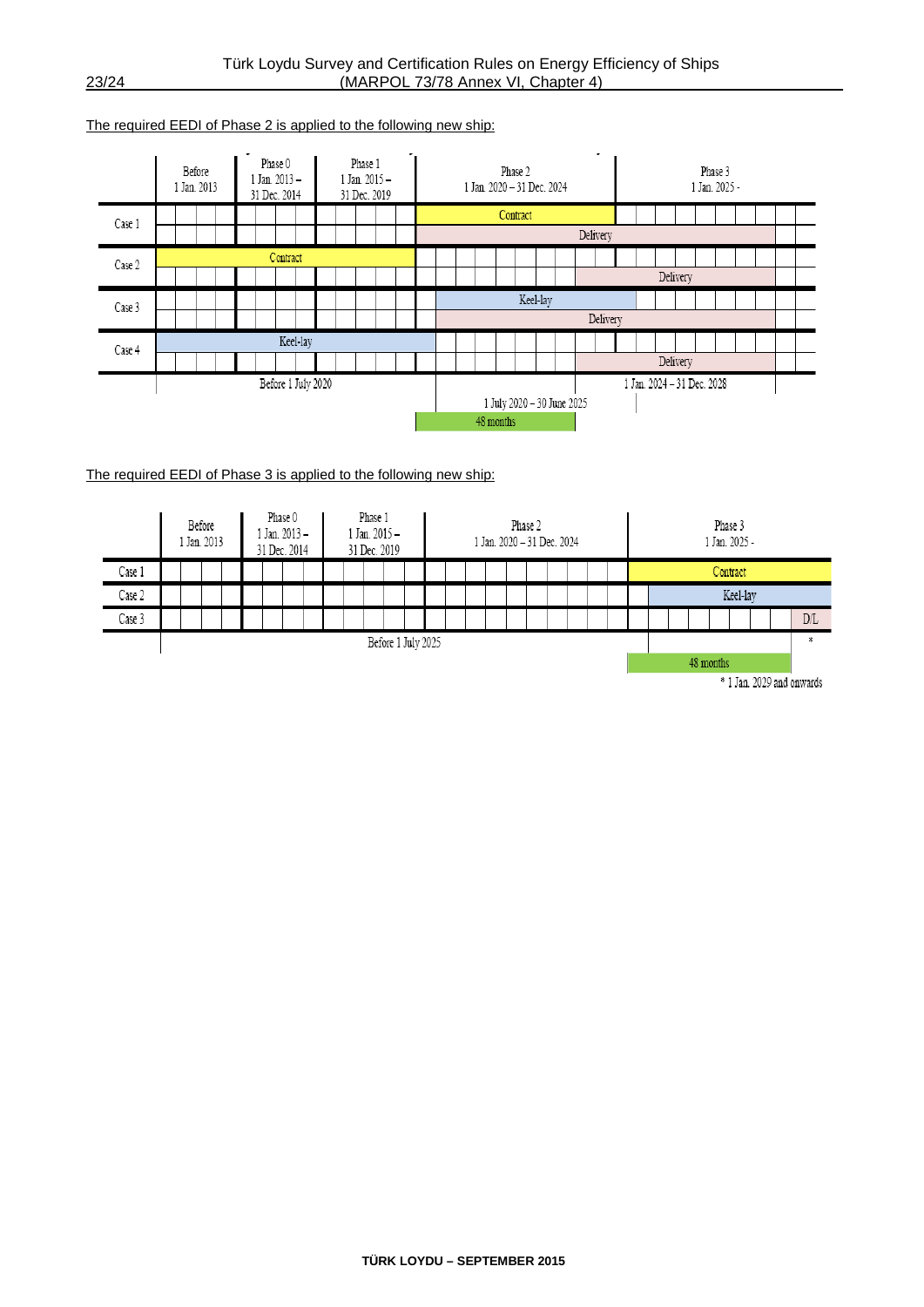The required EEDI of Phase 2 is applied to the following new ship:

| | Before 1 Jan. 2013 | Phase 0 1 Jan. 2013 – 31 Dec. 2014 | Phase 1 1 Jan. 2015 – 31 Dec. 2019 | Phase 2 1 Jan. 2020 – 31 Dec. 2024 | Phase 3 1 Jan. 2025 - |
|---|---|---|---|---|---|
| Case 1 | | | | Contract | |
| | | | | Delivery | Delivery |
| Case 2 | Contract | Contract | Contract | | |
| | | | | Delivery | Delivery |
| Case 3 | | | | Keel-lay | |
| | | | | Delivery | Delivery |
| Case 4 | Keel-lay | Keel-lay | Keel-lay | | |
| | | | | Delivery | Delivery |
| | Before 1 July 2020 | | | 1 July 2020 – 30 June 2025 / 48 months | 1 Jan. 2024 – 31 Dec. 2028 |

The required EEDI of Phase 3 is applied to the following new ship:

| | Before 1 Jan. 2013 | Phase 0 1 Jan. 2013 – 31 Dec. 2014 | Phase 1 1 Jan. 2015 – 31 Dec. 2019 | Phase 2 1 Jan. 2020 – 31 Dec. 2024 | Phase 3 1 Jan. 2025 - |
|---|---|---|---|---|---|
| Case 1 | | | | | Contract |
| Case 2 | | | | | Keel-lay |
| Case 3 | | | | | D/L |
| | Before 1 July 2025 | | | | 48 months / * |

\* 1 Jan. 2029 and onwards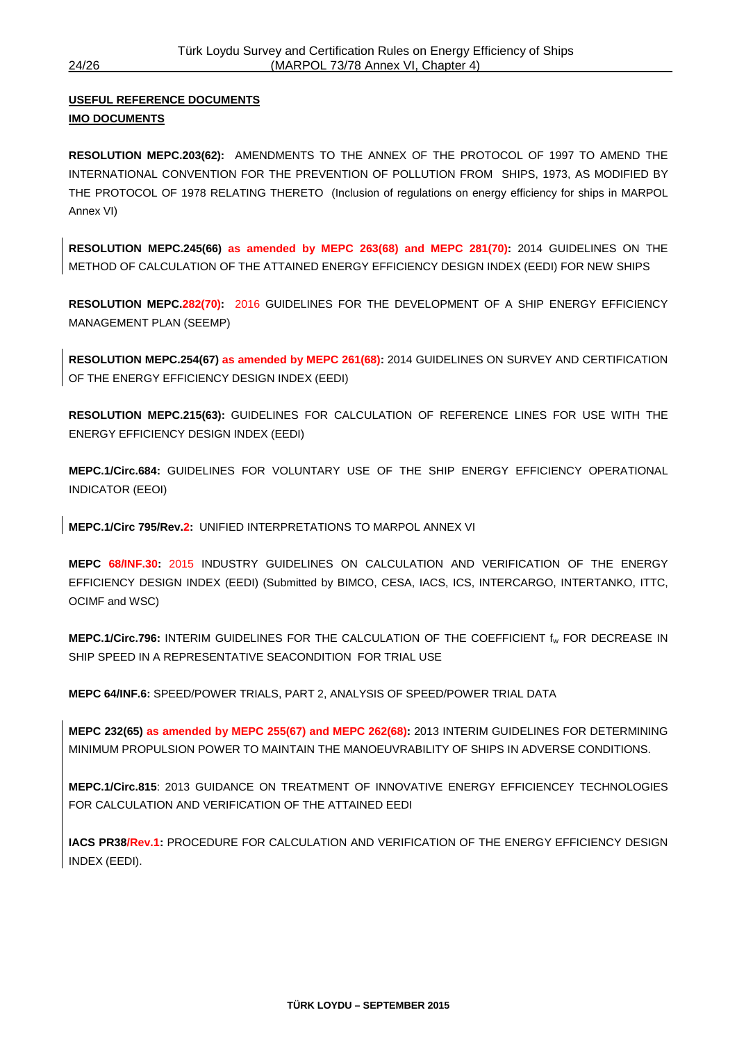**USEFUL REFERENCE DOCUMENTS**

**IMO DOCUMENTS**

**RESOLUTION MEPC.203(62):** AMENDMENTS TO THE ANNEX OF THE PROTOCOL OF 1997 TO AMEND THE INTERNATIONAL CONVENTION FOR THE PREVENTION OF POLLUTION FROM SHIPS, 1973, AS MODIFIED BY THE PROTOCOL OF 1978 RELATING THERETO (Inclusion of regulations on energy efficiency for ships in MARPOL Annex VI)

**RESOLUTION MEPC.245(66) as amended by MEPC 263(68) and MEPC 281(70):** 2014 GUIDELINES ON THE METHOD OF CALCULATION OF THE ATTAINED ENERGY EFFICIENCY DESIGN INDEX (EEDI) FOR NEW SHIPS

**RESOLUTION MEPC.282(70):** 2016 GUIDELINES FOR THE DEVELOPMENT OF A SHIP ENERGY EFFICIENCY MANAGEMENT PLAN (SEEMP)

**RESOLUTION MEPC.254(67) as amended by MEPC 261(68):** 2014 GUIDELINES ON SURVEY AND CERTIFICATION OF THE ENERGY EFFICIENCY DESIGN INDEX (EEDI)

**RESOLUTION MEPC.215(63):** GUIDELINES FOR CALCULATION OF REFERENCE LINES FOR USE WITH THE ENERGY EFFICIENCY DESIGN INDEX (EEDI)

**MEPC.1/Circ.684:** GUIDELINES FOR VOLUNTARY USE OF THE SHIP ENERGY EFFICIENCY OPERATIONAL INDICATOR (EEOI)

**MEPC.1/Circ 795/Rev.2:** UNIFIED INTERPRETATIONS TO MARPOL ANNEX VI

**MEPC 68/INF.30:** 2015 INDUSTRY GUIDELINES ON CALCULATION AND VERIFICATION OF THE ENERGY EFFICIENCY DESIGN INDEX (EEDI) (Submitted by BIMCO, CESA, IACS, ICS, INTERCARGO, INTERTANKO, ITTC, OCIMF and WSC)

**MEPC.1/Circ.796:** INTERIM GUIDELINES FOR THE CALCULATION OF THE COEFFICIENT $f_w$ FOR DECREASE IN SHIP SPEED IN A REPRESENTATIVE SEACONDITION FOR TRIAL USE

**MEPC 64/INF.6:** SPEED/POWER TRIALS, PART 2, ANALYSIS OF SPEED/POWER TRIAL DATA

**MEPC 232(65) as amended by MEPC 255(67) and MEPC 262(68):** 2013 INTERIM GUIDELINES FOR DETERMINING MINIMUM PROPULSION POWER TO MAINTAIN THE MANOEUVRABILITY OF SHIPS IN ADVERSE CONDITIONS.

**MEPC.1/Circ.815**: 2013 GUIDANCE ON TREATMENT OF INNOVATIVE ENERGY EFFICIENCEY TECHNOLOGIES FOR CALCULATION AND VERIFICATION OF THE ATTAINED EEDI

**IACS PR38/Rev.1:** PROCEDURE FOR CALCULATION AND VERIFICATION OF THE ENERGY EFFICIENCY DESIGN INDEX (EEDI).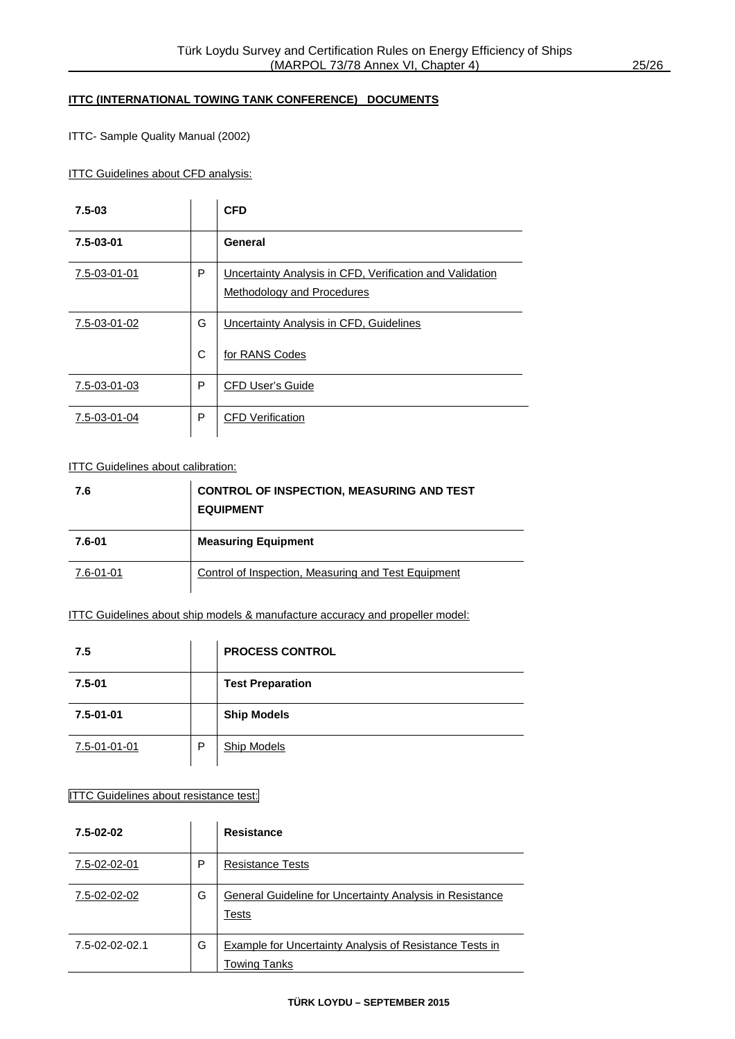**ITTC (INTERNATIONAL TOWING TANK CONFERENCE) DOCUMENTS**

ITTC- Sample Quality Manual (2002)

ITTC Guidelines about CFD analysis:

| 7.5-03 | | CFD |
|---|---|---|
| 7.5-03-01 | | General |
| 7.5-03-01-01 | P | Uncertainty Analysis in CFD, Verification and Validation Methodology and Procedures |
| 7.5-03-01-02 | G<br>C | Uncertainty Analysis in CFD, Guidelines<br>for RANS Codes |
| 7.5-03-01-03 | P | CFD User's Guide |
| 7.5-03-01-04 | P | CFD Verification |

ITTC Guidelines about calibration:

| 7.6 | CONTROL OF INSPECTION, MEASURING AND TEST EQUIPMENT |
|---|---|
| 7.6-01 | Measuring Equipment |
| 7.6-01-01 | Control of Inspection, Measuring and Test Equipment |

ITTC Guidelines about ship models & manufacture accuracy and propeller model:

| 7.5 | | PROCESS CONTROL |
|---|---|---|
| 7.5-01 | | Test Preparation |
| 7.5-01-01 | | Ship Models |
| 7.5-01-01-01 | P | Ship Models |

ITTC Guidelines about resistance test:

| 7.5-02-02 | | Resistance |
|---|---|---|
| 7.5-02-02-01 | P | Resistance Tests |
| 7.5-02-02-02 | G | General Guideline for Uncertainty Analysis in Resistance Tests |
| 7.5-02-02-02.1 | G | Example for Uncertainty Analysis of Resistance Tests in Towing Tanks |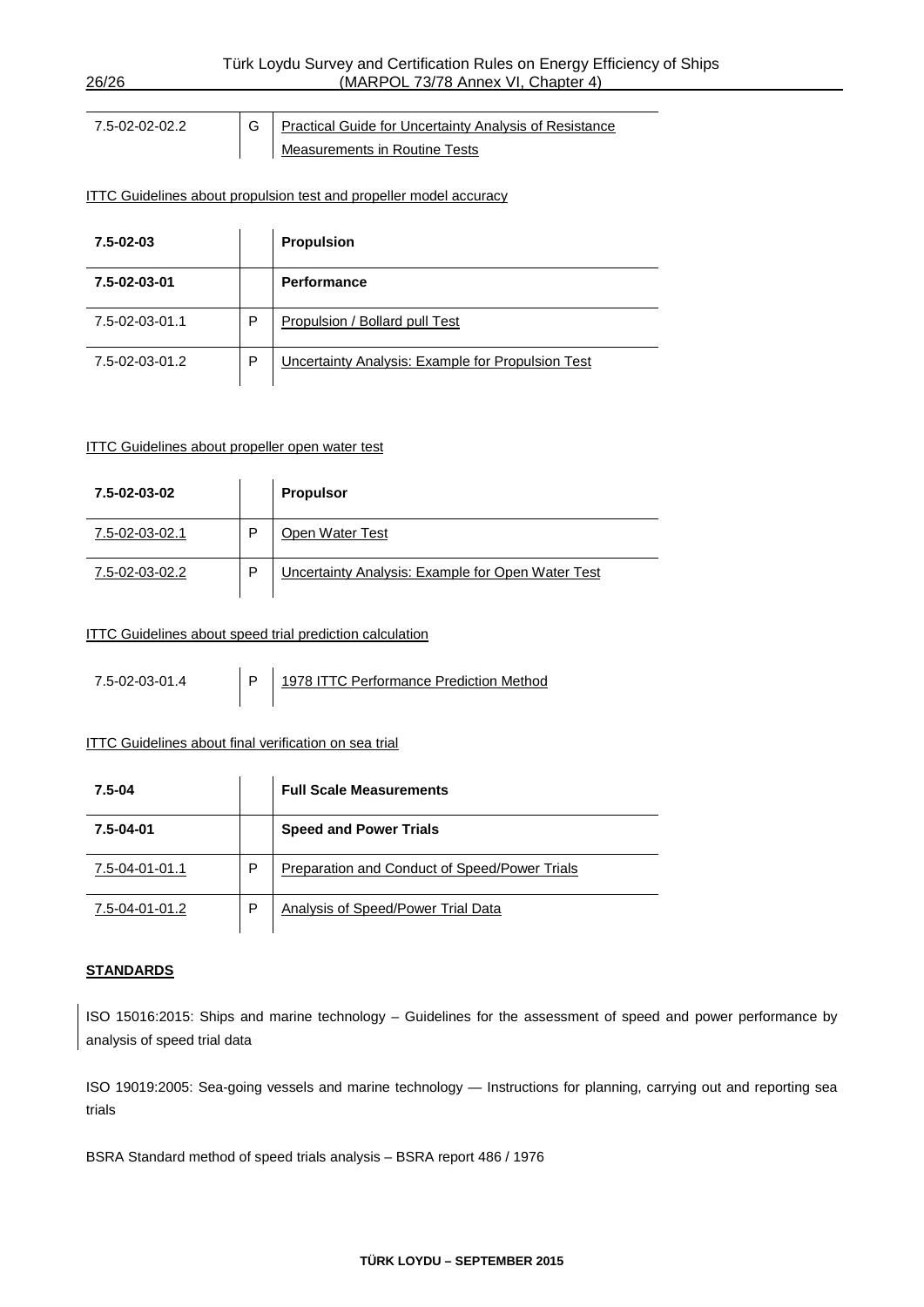| | | |
|---|---|---|
| 7.5-02-02-02.2 | G | Practical Guide for Uncertainty Analysis of Resistance Measurements in Routine Tests |

ITTC Guidelines about propulsion test and propeller model accuracy

| | | |
|---|---|---|
| **7.5-02-03** | | **Propulsion** |
| **7.5-02-03-01** | | **Performance** |
| 7.5-02-03-01.1 | P | Propulsion / Bollard pull Test |
| 7.5-02-03-01.2 | P | Uncertainty Analysis: Example for Propulsion Test |

ITTC Guidelines about propeller open water test

| | | |
|---|---|---|
| **7.5-02-03-02** | | **Propulsor** |
| 7.5-02-03-02.1 | P | Open Water Test |
| 7.5-02-03-02.2 | P | Uncertainty Analysis: Example for Open Water Test |

ITTC Guidelines about speed trial prediction calculation

| | | |
|---|---|---|
| 7.5-02-03-01.4 | P | 1978 ITTC Performance Prediction Method |

ITTC Guidelines about final verification on sea trial

| | | |
|---|---|---|
| **7.5-04** | | **Full Scale Measurements** |
| **7.5-04-01** | | **Speed and Power Trials** |
| 7.5-04-01-01.1 | P | Preparation and Conduct of Speed/Power Trials |
| 7.5-04-01-01.2 | P | Analysis of Speed/Power Trial Data |

**STANDARDS**

ISO 15016:2015: Ships and marine technology – Guidelines for the assessment of speed and power performance by analysis of speed trial data

ISO 19019:2005: Sea-going vessels and marine technology — Instructions for planning, carrying out and reporting sea trials

BSRA Standard method of speed trials analysis – BSRA report 486 / 1976